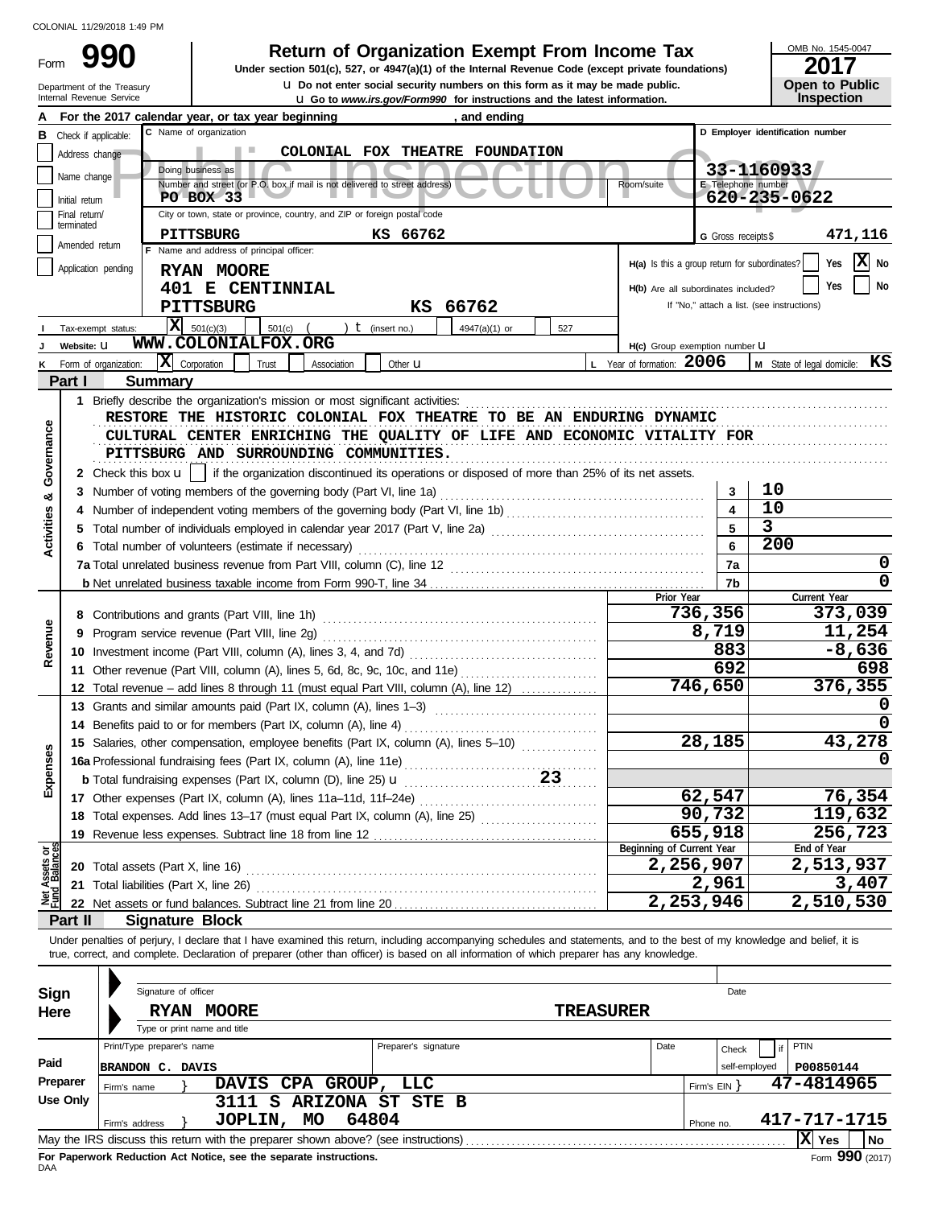COLONIAL 11/29/2018 1:49 PM

# Form 990 — Return of Organization Exempt From Income Tax

Under section 501(c), 527, or 4947(a)(1) of the Internal Revenue Code (except private foundations)

u Do not enter social security numbers on this form as it may be made public.

u Go to *www.irs.gov/Form990* for instructions and the latest information.

Department of the Treasury
Internal Revenue Service

OMB No. 1545-0047

**2017**

**Open to Public Inspection**

Public Inspection Copy

**A** For the 2017 calendar year, or tax year beginning , and ending

**B** Check if applicable:
- Address change
- Name change
- Initial return
- Final return/terminated
- Amended return
- Application pending

**C** Name of organization: COLONIAL FOX THEATRE FOUNDATION

Doing business as

Number and street (or P.O. box if mail is not delivered to street address): PO BOX 33 — Room/suite

City or town, state or province, country, and ZIP or foreign postal code: PITTSBURG KS 66762

**D** Employer identification number: 33-1160933

**E** Telephone number: 620-235-0622

**G** Gross receipts $ 471,116

**F** Name and address of principal officer:
RYAN MOORE
401 E CENTINNIAL
PITTSBURG KS 66762

H(a) Is this a group return for subordinates? Yes [ ] No [X]

H(b) Are all subordinates included? Yes [ ] No [ ]
If "No," attach a list. (see instructions)

**I** Tax-exempt status: [X] 501(c)(3) [ ] 501(c) ( ) t (insert no.) [ ] 4947(a)(1) or [ ] 527

**J** Website: u WWW.COLONIALFOX.ORG

H(c) Group exemption number u

**K** Form of organization: [X] Corporation [ ] Trust [ ] Association [ ] Other u

**L** Year of formation: 2006

**M** State of legal domicile: KS

## Part I Summary

**Activities & Governance**

1 Briefly describe the organization's mission or most significant activities:
RESTORE THE HISTORIC COLONIAL FOX THEATRE TO BE AN ENDURING DYNAMIC CULTURAL CENTER ENRICHING THE QUALITY OF LIFE AND ECONOMIC VITALITY FOR PITTSBURG AND SURROUNDING COMMUNITIES.

2 Check this box u [ ] if the organization discontinued its operations or disposed of more than 25% of its net assets.

| Line | Description | | Value |
|---|---|---|---|
| 3 | Number of voting members of the governing body (Part VI, line 1a) | 3 | 10 |
| 4 | Number of independent voting members of the governing body (Part VI, line 1b) | 4 | 10 |
| 5 | Total number of individuals employed in calendar year 2017 (Part V, line 2a) | 5 | 3 |
| 6 | Total number of volunteers (estimate if necessary) | 6 | 200 |
| 7a | Total unrelated business revenue from Part VIII, column (C), line 12 | 7a | 0 |
| b | Net unrelated business taxable income from Form 990-T, line 34 | 7b | 0 |

| Line | Description | Prior Year | Current Year |
|---|---|---|---|
| **Revenue** | | | |
| 8 | Contributions and grants (Part VIII, line 1h) | 736,356 | 373,039 |
| 9 | Program service revenue (Part VIII, line 2g) | 8,719 | 11,254 |
| 10 | Investment income (Part VIII, column (A), lines 3, 4, and 7d) | 883 | -8,636 |
| 11 | Other revenue (Part VIII, column (A), lines 5, 6d, 8c, 9c, 10c, and 11e) | 692 | 698 |
| 12 | Total revenue – add lines 8 through 11 (must equal Part VIII, column (A), line 12) | 746,650 | 376,355 |
| **Expenses** | | | |
| 13 | Grants and similar amounts paid (Part IX, column (A), lines 1–3) | | 0 |
| 14 | Benefits paid to or for members (Part IX, column (A), line 4) | | 0 |
| 15 | Salaries, other compensation, employee benefits (Part IX, column (A), lines 5–10) | 28,185 | 43,278 |
| 16a | Professional fundraising fees (Part IX, column (A), line 11e) | | 0 |
| b | Total fundraising expenses (Part IX, column (D), line 25) u 23 | | |
| 17 | Other expenses (Part IX, column (A), lines 11a–11d, 11f–24e) | 62,547 | 76,354 |
| 18 | Total expenses. Add lines 13–17 (must equal Part IX, column (A), line 25) | 90,732 | 119,632 |
| 19 | Revenue less expenses. Subtract line 18 from line 12 | 655,918 | 256,723 |
| **Net Assets or Fund Balances** | | **Beginning of Current Year** | **End of Year** |
| 20 | Total assets (Part X, line 16) | 2,256,907 | 2,513,937 |
| 21 | Total liabilities (Part X, line 26) | 2,961 | 3,407 |
| 22 | Net assets or fund balances. Subtract line 21 from line 20 | 2,253,946 | 2,510,530 |

## Part II Signature Block

Under penalties of perjury, I declare that I have examined this return, including accompanying schedules and statements, and to the best of my knowledge and belief, it is true, correct, and complete. Declaration of preparer (other than officer) is based on all information of which preparer has any knowledge.

**Sign Here**

Signature of officer — Date

RYAN MOORE — TREASURER
Type or print name and title

**Paid Preparer Use Only**

| Print/Type preparer's name | Preparer's signature | Date | Check [ ] if self-employed | PTIN |
|---|---|---|---|---|
| BRANDON C. DAVIS | | | | P00850144 |

Firm's name } DAVIS CPA GROUP, LLC — Firm's EIN } 47-4814965

Firm's address } 3111 S ARIZONA ST STE B, JOPLIN, MO 64804 — Phone no. 417-717-1715

May the IRS discuss this return with the preparer shown above? (see instructions) [X] Yes [ ] No

**For Paperwork Reduction Act Notice, see the separate instructions.**

DAA — Form **990** (2017)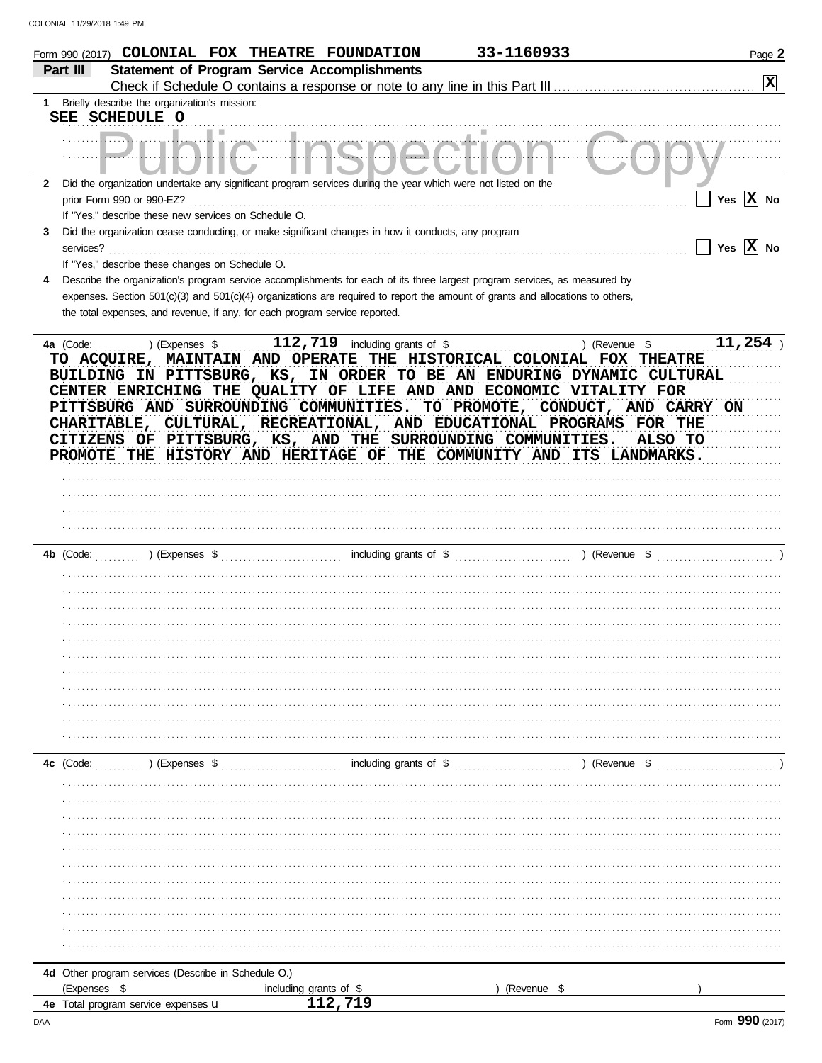Form 990 (2017) COLONIAL FOX THEATRE FOUNDATION 33-1160933

## Part III Statement of Program Service Accomplishments

Check if Schedule O contains a response or note to any line in this Part III [X]

1 Briefly describe the organization's mission:

SEE SCHEDULE O

2 Did the organization undertake any significant program services during the year which were not listed on the prior Form 990 or 990-EZ? [ ] Yes [X] No

If "Yes," describe these new services on Schedule O.

3 Did the organization cease conducting, or make significant changes in how it conducts, any program services? [ ] Yes [X] No

If "Yes," describe these changes on Schedule O.

4 Describe the organization's program service accomplishments for each of its three largest program services, as measured by expenses. Section 501(c)(3) and 501(c)(4) organizations are required to report the amount of grants and allocations to others, the total expenses, and revenue, if any, for each program service reported.

4a (Code: ) (Expenses $ 112,719 including grants of $ ) (Revenue $ 11,254 )

TO ACQUIRE, MAINTAIN AND OPERATE THE HISTORICAL COLONIAL FOX THEATRE BUILDING IN PITTSBURG, KS, IN ORDER TO BE AN ENDURING DYNAMIC CULTURAL CENTER ENRICHING THE QUALITY OF LIFE AND AND ECONOMIC VITALITY FOR PITTSBURG AND SURROUNDING COMMUNITIES. TO PROMOTE, CONDUCT, AND CARRY ON CHARITABLE, CULTURAL, RECREATIONAL, AND EDUCATIONAL PROGRAMS FOR THE CITIZENS OF PITTSBURG, KS, AND THE SURROUNDING COMMUNITIES. ALSO TO PROMOTE THE HISTORY AND HERITAGE OF THE COMMUNITY AND ITS LANDMARKS.

4b (Code: ) (Expenses $ including grants of $ ) (Revenue $ )

4c (Code: ) (Expenses $ including grants of $ ) (Revenue $ )

4d Other program services (Describe in Schedule O.)

(Expenses $ including grants of $ ) (Revenue $ )

4e Total program service expenses 112,719

Form 990 (2017)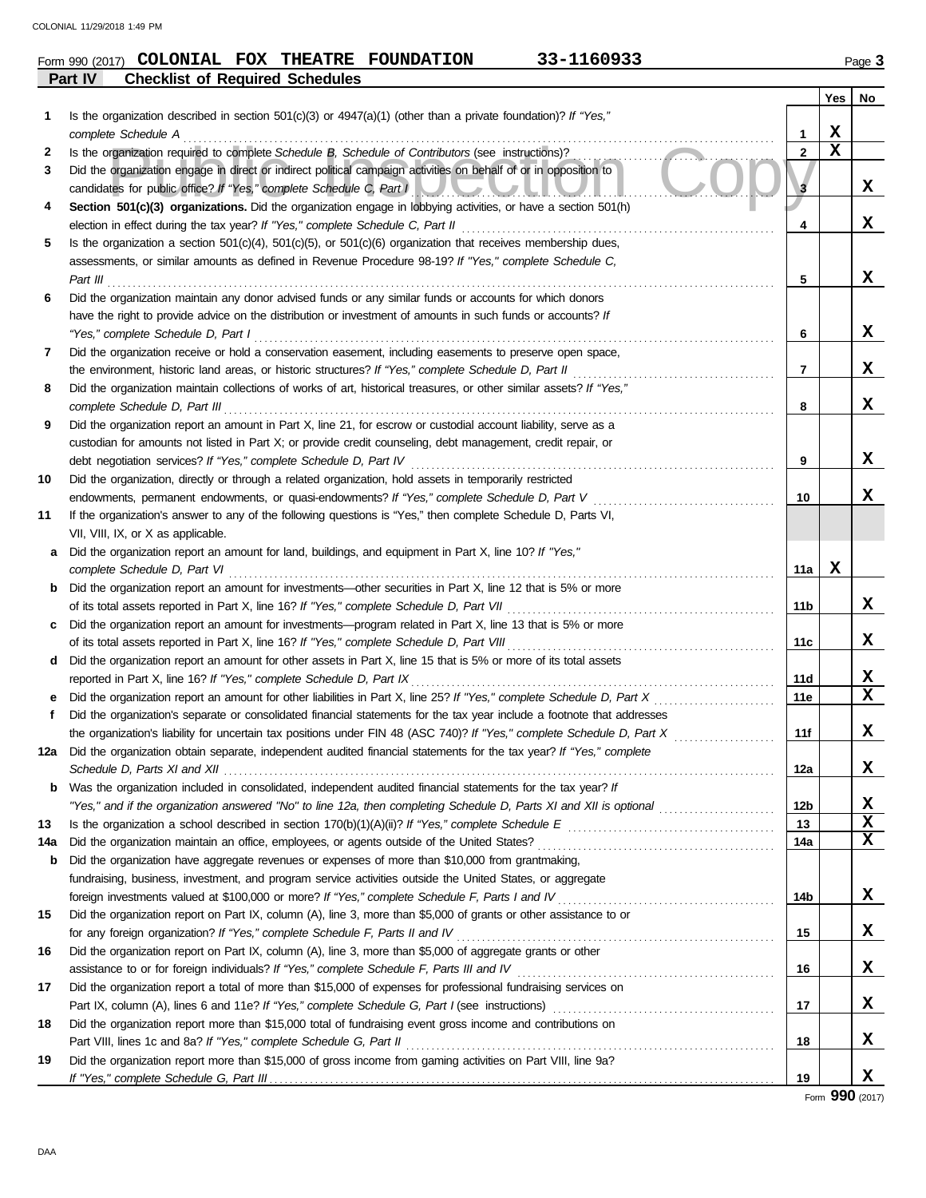Form 990 (2017) **COLONIAL FOX THEATRE FOUNDATION** **33-1160933** Page **3**

## Part IV Checklist of Required Schedules

| | | | Yes | No |
|---|---|---|---|---|
| **1** | Is the organization described in section 501(c)(3) or 4947(a)(1) (other than a private foundation)? *If "Yes," complete Schedule A* | 1 | X | |
| **2** | Is the organization required to complete *Schedule B, Schedule of Contributors* (see instructions)? | 2 | X | |
| **3** | Did the organization engage in direct or indirect political campaign activities on behalf of or in opposition to candidates for public office? *If "Yes," complete Schedule C, Part I* | 3 | | X |
| **4** | **Section 501(c)(3) organizations.** Did the organization engage in lobbying activities, or have a section 501(h) election in effect during the tax year? *If "Yes," complete Schedule C, Part II* | 4 | | X |
| **5** | Is the organization a section 501(c)(4), 501(c)(5), or 501(c)(6) organization that receives membership dues, assessments, or similar amounts as defined in Revenue Procedure 98-19? *If "Yes," complete Schedule C, Part III* | 5 | | X |
| **6** | Did the organization maintain any donor advised funds or any similar funds or accounts for which donors have the right to provide advice on the distribution or investment of amounts in such funds or accounts? *If "Yes," complete Schedule D, Part I* | 6 | | X |
| **7** | Did the organization receive or hold a conservation easement, including easements to preserve open space, the environment, historic land areas, or historic structures? *If "Yes," complete Schedule D, Part II* | 7 | | X |
| **8** | Did the organization maintain collections of works of art, historical treasures, or other similar assets? *If "Yes," complete Schedule D, Part III* | 8 | | X |
| **9** | Did the organization report an amount in Part X, line 21, for escrow or custodial account liability, serve as a custodian for amounts not listed in Part X; or provide credit counseling, debt management, credit repair, or debt negotiation services? *If "Yes," complete Schedule D, Part IV* | 9 | | X |
| **10** | Did the organization, directly or through a related organization, hold assets in temporarily restricted endowments, permanent endowments, or quasi-endowments? *If "Yes," complete Schedule D, Part V* | 10 | | X |
| **11** | If the organization's answer to any of the following questions is "Yes," then complete Schedule D, Parts VI, VII, VIII, IX, or X as applicable. | | | |
| **a** | Did the organization report an amount for land, buildings, and equipment in Part X, line 10? *If "Yes," complete Schedule D, Part VI* | 11a | X | |
| **b** | Did the organization report an amount for investments—other securities in Part X, line 12 that is 5% or more of its total assets reported in Part X, line 16? *If "Yes," complete Schedule D, Part VII* | 11b | | X |
| **c** | Did the organization report an amount for investments—program related in Part X, line 13 that is 5% or more of its total assets reported in Part X, line 16? *If "Yes," complete Schedule D, Part VIII* | 11c | | X |
| **d** | Did the organization report an amount for other assets in Part X, line 15 that is 5% or more of its total assets reported in Part X, line 16? *If "Yes," complete Schedule D, Part IX* | 11d | | X |
| **e** | Did the organization report an amount for other liabilities in Part X, line 25? *If "Yes," complete Schedule D, Part X* | 11e | | X |
| **f** | Did the organization's separate or consolidated financial statements for the tax year include a footnote that addresses the organization's liability for uncertain tax positions under FIN 48 (ASC 740)? *If "Yes," complete Schedule D, Part X* | 11f | | X |
| **12a** | Did the organization obtain separate, independent audited financial statements for the tax year? *If "Yes," complete Schedule D, Parts XI and XII* | 12a | | X |
| **b** | Was the organization included in consolidated, independent audited financial statements for the tax year? *If "Yes," and if the organization answered "No" to line 12a, then completing Schedule D, Parts XI and XII is optional* | 12b | | X |
| **13** | Is the organization a school described in section 170(b)(1)(A)(ii)? *If "Yes," complete Schedule E* | 13 | | X |
| **14a** | Did the organization maintain an office, employees, or agents outside of the United States? | 14a | | X |
| **b** | Did the organization have aggregate revenues or expenses of more than $10,000 from grantmaking, fundraising, business, investment, and program service activities outside the United States, or aggregate foreign investments valued at $100,000 or more? *If "Yes," complete Schedule F, Parts I and IV* | 14b | | X |
| **15** | Did the organization report on Part IX, column (A), line 3, more than $5,000 of grants or other assistance to or for any foreign organization? *If "Yes," complete Schedule F, Parts II and IV* | 15 | | X |
| **16** | Did the organization report on Part IX, column (A), line 3, more than $5,000 of aggregate grants or other assistance to or for foreign individuals? *If "Yes," complete Schedule F, Parts III and IV* | 16 | | X |
| **17** | Did the organization report a total of more than $15,000 of expenses for professional fundraising services on Part IX, column (A), lines 6 and 11e? *If "Yes," complete Schedule G, Part I* (see instructions) | 17 | | X |
| **18** | Did the organization report more than $15,000 total of fundraising event gross income and contributions on Part VIII, lines 1c and 8a? *If "Yes," complete Schedule G, Part II* | 18 | | X |
| **19** | Did the organization report more than $15,000 of gross income from gaming activities on Part VIII, line 9a? *If "Yes," complete Schedule G, Part III* | 19 | | X |

Form **990** (2017)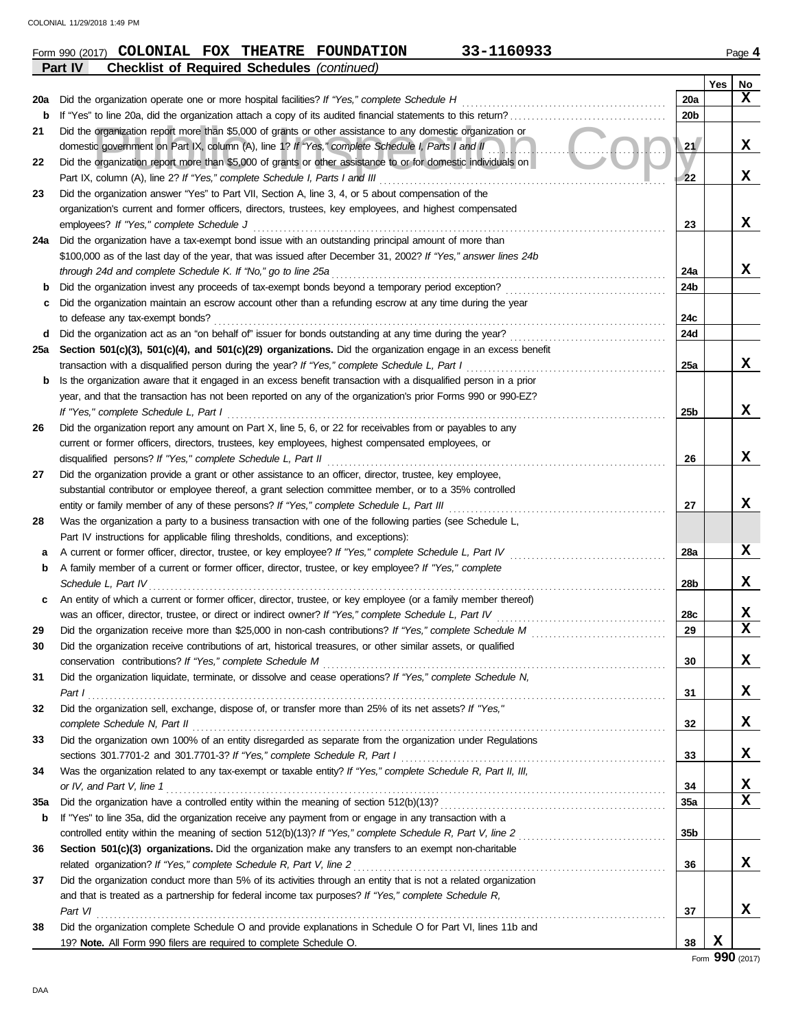Form 990 (2017) **COLONIAL FOX THEATRE FOUNDATION** **33-1160933** Page 4

## Part IV Checklist of Required Schedules *(continued)*

| | | | Yes | No |
|---|---|---|---|---|
| **20a** | Did the organization operate one or more hospital facilities? *If "Yes," complete Schedule H* | 20a | | X |
| **b** | If "Yes" to line 20a, did the organization attach a copy of its audited financial statements to this return? | 20b | | |
| **21** | Did the organization report more than $5,000 of grants or other assistance to any domestic organization or domestic government on Part IX, column (A), line 1? *If "Yes," complete Schedule I, Parts I and II* | 21 | | X |
| **22** | Did the organization report more than $5,000 of grants or other assistance to or for domestic individuals on Part IX, column (A), line 2? *If "Yes," complete Schedule I, Parts I and III* | 22 | | X |
| **23** | Did the organization answer "Yes" to Part VII, Section A, line 3, 4, or 5 about compensation of the organization's current and former officers, directors, trustees, key employees, and highest compensated employees? *If "Yes," complete Schedule J* | 23 | | X |
| **24a** | Did the organization have a tax-exempt bond issue with an outstanding principal amount of more than $100,000 as of the last day of the year, that was issued after December 31, 2002? *If "Yes," answer lines 24b through 24d and complete Schedule K. If "No," go to line 25a* | 24a | | X |
| **b** | Did the organization invest any proceeds of tax-exempt bonds beyond a temporary period exception? | 24b | | |
| **c** | Did the organization maintain an escrow account other than a refunding escrow at any time during the year to defease any tax-exempt bonds? | 24c | | |
| **d** | Did the organization act as an "on behalf of" issuer for bonds outstanding at any time during the year? | 24d | | |
| **25a** | **Section 501(c)(3), 501(c)(4), and 501(c)(29) organizations.** Did the organization engage in an excess benefit transaction with a disqualified person during the year? *If "Yes," complete Schedule L, Part I* | 25a | | X |
| **b** | Is the organization aware that it engaged in an excess benefit transaction with a disqualified person in a prior year, and that the transaction has not been reported on any of the organization's prior Forms 990 or 990-EZ? *If "Yes," complete Schedule L, Part I* | 25b | | X |
| **26** | Did the organization report any amount on Part X, line 5, 6, or 22 for receivables from or payables to any current or former officers, directors, trustees, key employees, highest compensated employees, or disqualified persons? *If "Yes," complete Schedule L, Part II* | 26 | | X |
| **27** | Did the organization provide a grant or other assistance to an officer, director, trustee, key employee, substantial contributor or employee thereof, a grant selection committee member, or to a 35% controlled entity or family member of any of these persons? *If "Yes," complete Schedule L, Part III* | 27 | | X |
| **28** | Was the organization a party to a business transaction with one of the following parties (see Schedule L, Part IV instructions for applicable filing thresholds, conditions, and exceptions): | | | |
| **a** | A current or former officer, director, trustee, or key employee? *If "Yes," complete Schedule L, Part IV* | 28a | | X |
| **b** | A family member of a current or former officer, director, trustee, or key employee? *If "Yes," complete Schedule L, Part IV* | 28b | | X |
| **c** | An entity of which a current or former officer, director, trustee, or key employee (or a family member thereof) was an officer, director, trustee, or direct or indirect owner? *If "Yes," complete Schedule L, Part IV* | 28c | | X |
| **29** | Did the organization receive more than $25,000 in non-cash contributions? *If "Yes," complete Schedule M* | 29 | | X |
| **30** | Did the organization receive contributions of art, historical treasures, or other similar assets, or qualified conservation contributions? *If "Yes," complete Schedule M* | 30 | | X |
| **31** | Did the organization liquidate, terminate, or dissolve and cease operations? *If "Yes," complete Schedule N, Part I* | 31 | | X |
| **32** | Did the organization sell, exchange, dispose of, or transfer more than 25% of its net assets? *If "Yes," complete Schedule N, Part II* | 32 | | X |
| **33** | Did the organization own 100% of an entity disregarded as separate from the organization under Regulations sections 301.7701-2 and 301.7701-3? *If "Yes," complete Schedule R, Part I* | 33 | | X |
| **34** | Was the organization related to any tax-exempt or taxable entity? *If "Yes," complete Schedule R, Part II, III, or IV, and Part V, line 1* | 34 | | X |
| **35a** | Did the organization have a controlled entity within the meaning of section 512(b)(13)? | 35a | | X |
| **b** | If "Yes" to line 35a, did the organization receive any payment from or engage in any transaction with a controlled entity within the meaning of section 512(b)(13)? *If "Yes," complete Schedule R, Part V, line 2* | 35b | | |
| **36** | **Section 501(c)(3) organizations.** Did the organization make any transfers to an exempt non-charitable related organization? *If "Yes," complete Schedule R, Part V, line 2* | 36 | | X |
| **37** | Did the organization conduct more than 5% of its activities through an entity that is not a related organization and that is treated as a partnership for federal income tax purposes? *If "Yes," complete Schedule R, Part VI* | 37 | | X |
| **38** | Did the organization complete Schedule O and provide explanations in Schedule O for Part VI, lines 11b and 19? **Note.** All Form 990 filers are required to complete Schedule O. | 38 | X | |

Form **990** (2017)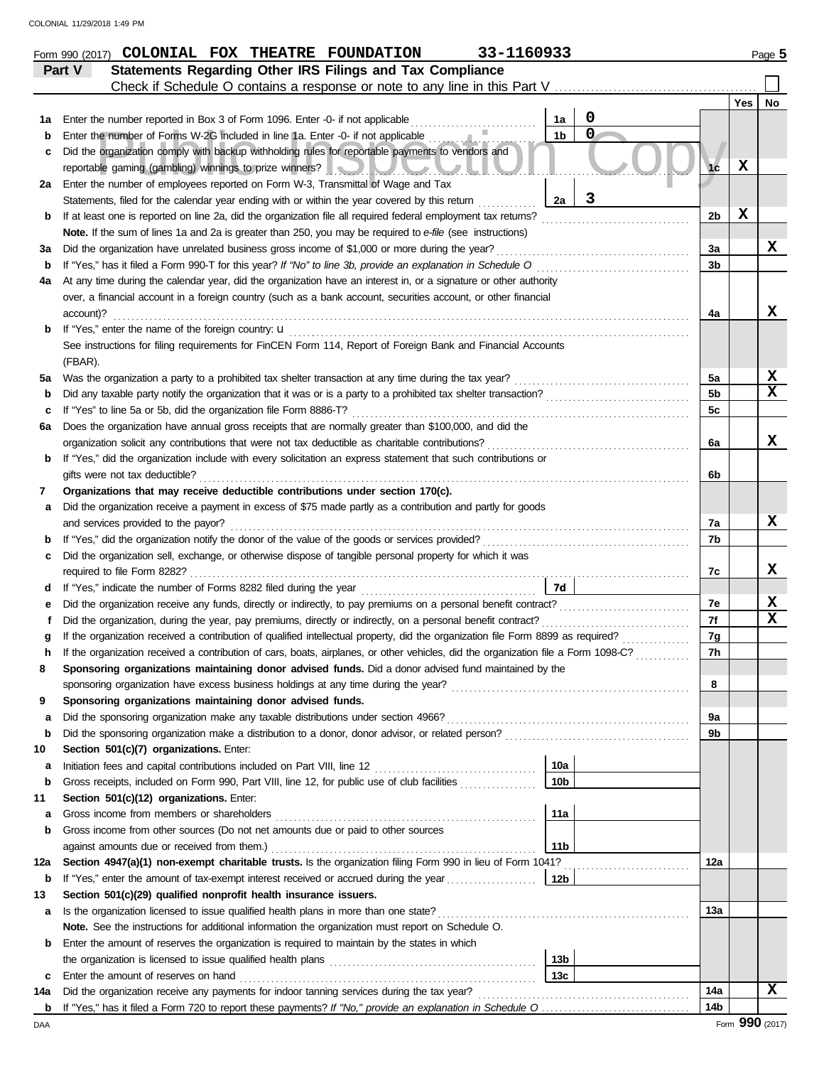Form 990 (2017) **COLONIAL FOX THEATRE FOUNDATION** 33-1160933 Page **5**

## Part V Statements Regarding Other IRS Filings and Tax Compliance

Check if Schedule O contains a response or note to any line in this Part V ☐

| | | | | | Yes | No |
|---|---|---|---|---|---|---|
| **1a** | Enter the number reported in Box 3 of Form 1096. Enter -0- if not applicable | 1a | 0 | | | |
| **b** | Enter the number of Forms W-2G included in line 1a. Enter -0- if not applicable | 1b | 0 | | | |
| **c** | Did the organization comply with backup withholding rules for reportable payments to vendors and reportable gaming (gambling) winnings to prize winners? | | | 1c | X | |
| **2a** | Enter the number of employees reported on Form W-3, Transmittal of Wage and Tax Statements, filed for the calendar year ending with or within the year covered by this return | 2a | 3 | | | |
| **b** | If at least one is reported on line 2a, did the organization file all required federal employment tax returns? | | | 2b | X | |
| | **Note.** If the sum of lines 1a and 2a is greater than 250, you may be required to *e-file* (see instructions) | | | | | |
| **3a** | Did the organization have unrelated business gross income of $1,000 or more during the year? | | | 3a | | X |
| **b** | If "Yes," has it filed a Form 990-T for this year? *If "No" to line 3b, provide an explanation in Schedule O* | | | 3b | | |
| **4a** | At any time during the calendar year, did the organization have an interest in, or a signature or other authority over, a financial account in a foreign country (such as a bank account, securities account, or other financial account)? | | | 4a | | X |
| **b** | If "Yes," enter the name of the foreign country: u | | | | | |
| | See instructions for filing requirements for FinCEN Form 114, Report of Foreign Bank and Financial Accounts (FBAR). | | | | | |
| **5a** | Was the organization a party to a prohibited tax shelter transaction at any time during the tax year? | | | 5a | | X |
| **b** | Did any taxable party notify the organization that it was or is a party to a prohibited tax shelter transaction? | | | 5b | | X |
| **c** | If "Yes" to line 5a or 5b, did the organization file Form 8886-T? | | | 5c | | |
| **6a** | Does the organization have annual gross receipts that are normally greater than $100,000, and did the organization solicit any contributions that were not tax deductible as charitable contributions? | | | 6a | | X |
| **b** | If "Yes," did the organization include with every solicitation an express statement that such contributions or gifts were not tax deductible? | | | 6b | | |
| **7** | **Organizations that may receive deductible contributions under section 170(c).** | | | | | |
| **a** | Did the organization receive a payment in excess of $75 made partly as a contribution and partly for goods and services provided to the payor? | | | 7a | | X |
| **b** | If "Yes," did the organization notify the donor of the value of the goods or services provided? | | | 7b | | |
| **c** | Did the organization sell, exchange, or otherwise dispose of tangible personal property for which it was required to file Form 8282? | | | 7c | | X |
| **d** | If "Yes," indicate the number of Forms 8282 filed during the year | 7d | | | | |
| **e** | Did the organization receive any funds, directly or indirectly, to pay premiums on a personal benefit contract? | | | 7e | | X |
| **f** | Did the organization, during the year, pay premiums, directly or indirectly, on a personal benefit contract? | | | 7f | | X |
| **g** | If the organization received a contribution of qualified intellectual property, did the organization file Form 8899 as required? | | | 7g | | |
| **h** | If the organization received a contribution of cars, boats, airplanes, or other vehicles, did the organization file a Form 1098-C? | | | 7h | | |
| **8** | **Sponsoring organizations maintaining donor advised funds.** Did a donor advised fund maintained by the sponsoring organization have excess business holdings at any time during the year? | | | 8 | | |
| **9** | **Sponsoring organizations maintaining donor advised funds.** | | | | | |
| **a** | Did the sponsoring organization make any taxable distributions under section 4966? | | | 9a | | |
| **b** | Did the sponsoring organization make a distribution to a donor, donor advisor, or related person? | | | 9b | | |
| **10** | **Section 501(c)(7) organizations.** Enter: | | | | | |
| **a** | Initiation fees and capital contributions included on Part VIII, line 12 | 10a | | | | |
| **b** | Gross receipts, included on Form 990, Part VIII, line 12, for public use of club facilities | 10b | | | | |
| **11** | **Section 501(c)(12) organizations.** Enter: | | | | | |
| **a** | Gross income from members or shareholders | 11a | | | | |
| **b** | Gross income from other sources (Do not net amounts due or paid to other sources against amounts due or received from them.) | 11b | | | | |
| **12a** | **Section 4947(a)(1) non-exempt charitable trusts.** Is the organization filing Form 990 in lieu of Form 1041? | | | 12a | | |
| **b** | If "Yes," enter the amount of tax-exempt interest received or accrued during the year | 12b | | | | |
| **13** | **Section 501(c)(29) qualified nonprofit health insurance issuers.** | | | | | |
| **a** | Is the organization licensed to issue qualified health plans in more than one state? | | | 13a | | |
| | **Note.** See the instructions for additional information the organization must report on Schedule O. | | | | | |
| **b** | Enter the amount of reserves the organization is required to maintain by the states in which the organization is licensed to issue qualified health plans | 13b | | | | |
| **c** | Enter the amount of reserves on hand | 13c | | | | |
| **14a** | Did the organization receive any payments for indoor tanning services during the tax year? | | | 14a | | X |
| **b** | If "Yes," has it filed a Form 720 to report these payments? *If "No," provide an explanation in Schedule O* | | | 14b | | |

DAA Form **990** (2017)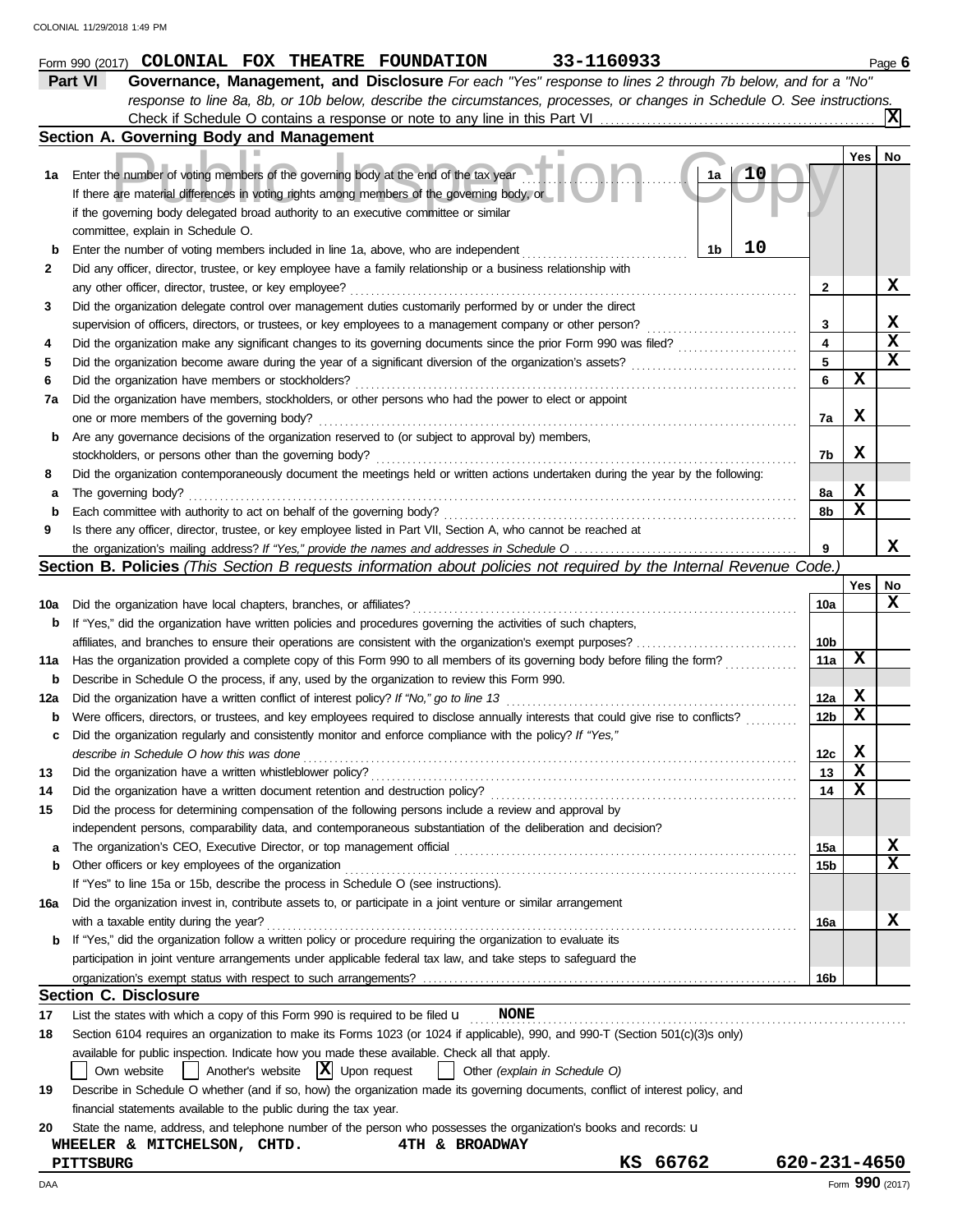Form 990 (2017) **COLONIAL FOX THEATRE FOUNDATION** **33-1160933** Page **6**

## Part VI Governance, Management, and Disclosure

*For each "Yes" response to lines 2 through 7b below, and for a "No" response to line 8a, 8b, or 10b below, describe the circumstances, processes, or changes in Schedule O. See instructions.*

Check if Schedule O contains a response or note to any line in this Part VI .......... [X]

### Section A. Governing Body and Management

| | | | Yes | No |
|---|---|---|---|---|
| 1a | Enter the number of voting members of the governing body at the end of the tax year .......... 1a **10** If there are material differences in voting rights among members of the governing body, or if the governing body delegated broad authority to an executive committee or similar committee, explain in Schedule O. | | | |
| b | Enter the number of voting members included in line 1a, above, who are independent .......... 1b **10** | | | |
| 2 | Did any officer, director, trustee, or key employee have a family relationship or a business relationship with any other officer, director, trustee, or key employee? | 2 | | X |
| 3 | Did the organization delegate control over management duties customarily performed by or under the direct supervision of officers, directors, or trustees, or key employees to a management company or other person? | 3 | | X |
| 4 | Did the organization make any significant changes to its governing documents since the prior Form 990 was filed? | 4 | | X |
| 5 | Did the organization become aware during the year of a significant diversion of the organization's assets? | 5 | | X |
| 6 | Did the organization have members or stockholders? | 6 | X | |
| 7a | Did the organization have members, stockholders, or other persons who had the power to elect or appoint one or more members of the governing body? | 7a | X | |
| b | Are any governance decisions of the organization reserved to (or subject to approval by) members, stockholders, or persons other than the governing body? | 7b | X | |
| 8 | Did the organization contemporaneously document the meetings held or written actions undertaken during the year by the following: | | | |
| a | The governing body? | 8a | X | |
| b | Each committee with authority to act on behalf of the governing body? | 8b | X | |
| 9 | Is there any officer, director, trustee, or key employee listed in Part VII, Section A, who cannot be reached at the organization's mailing address? *If "Yes," provide the names and addresses in Schedule O* | 9 | | X |

### Section B. Policies *(This Section B requests information about policies not required by the Internal Revenue Code.)*

| | | | Yes | No |
|---|---|---|---|---|
| 10a | Did the organization have local chapters, branches, or affiliates? | 10a | | X |
| b | If "Yes," did the organization have written policies and procedures governing the activities of such chapters, affiliates, and branches to ensure their operations are consistent with the organization's exempt purposes? | 10b | | |
| 11a | Has the organization provided a complete copy of this Form 990 to all members of its governing body before filing the form? | 11a | X | |
| b | Describe in Schedule O the process, if any, used by the organization to review this Form 990. | | | |
| 12a | Did the organization have a written conflict of interest policy? *If "No," go to line 13* | 12a | X | |
| b | Were officers, directors, or trustees, and key employees required to disclose annually interests that could give rise to conflicts? | 12b | X | |
| c | Did the organization regularly and consistently monitor and enforce compliance with the policy? *If "Yes," describe in Schedule O how this was done* | 12c | X | |
| 13 | Did the organization have a written whistleblower policy? | 13 | X | |
| 14 | Did the organization have a written document retention and destruction policy? | 14 | X | |
| 15 | Did the process for determining compensation of the following persons include a review and approval by independent persons, comparability data, and contemporaneous substantiation of the deliberation and decision? | | | |
| a | The organization's CEO, Executive Director, or top management official | 15a | | X |
| b | Other officers or key employees of the organization | 15b | | X |
| | If "Yes" to line 15a or 15b, describe the process in Schedule O (see instructions). | | | |
| 16a | Did the organization invest in, contribute assets to, or participate in a joint venture or similar arrangement with a taxable entity during the year? | 16a | | X |
| b | If "Yes," did the organization follow a written policy or procedure requiring the organization to evaluate its participation in joint venture arrangements under applicable federal tax law, and take steps to safeguard the organization's exempt status with respect to such arrangements? | 16b | | |

### Section C. Disclosure

17 List the states with which a copy of this Form 990 is required to be filed u **NONE**

18 Section 6104 requires an organization to make its Forms 1023 (or 1024 if applicable), 990, and 990-T (Section 501(c)(3)s only) available for public inspection. Indicate how you made these available. Check all that apply.

[ ] Own website [ ] Another's website [X] Upon request [ ] Other *(explain in Schedule O)*

19 Describe in Schedule O whether (and if so, how) the organization made its governing documents, conflict of interest policy, and financial statements available to the public during the tax year.

20 State the name, address, and telephone number of the person who possesses the organization's books and records: u

**WHEELER & MITCHELSON, CHTD.** **4TH & BROADWAY**
**PITTSBURG** **KS 66762** **620-231-4650**

DAA Form **990** (2017)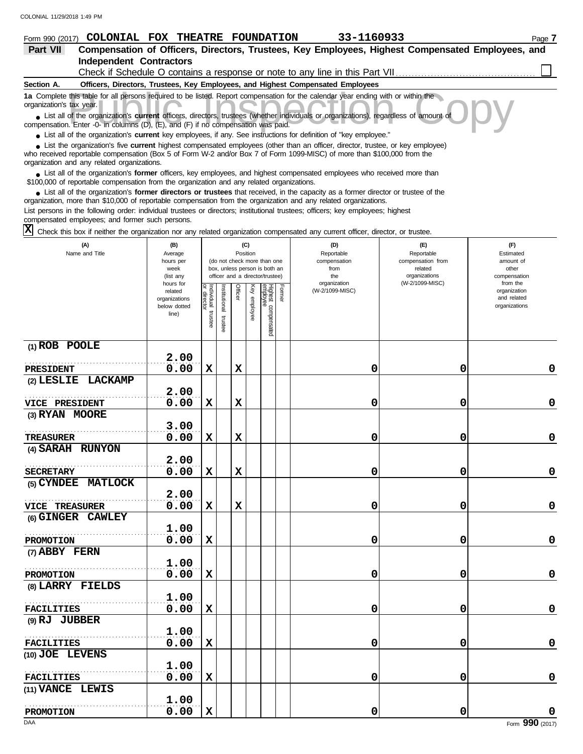Form 990 (2017) **COLONIAL FOX THEATRE FOUNDATION** **33-1160933**

## Part VII Compensation of Officers, Directors, Trustees, Key Employees, Highest Compensated Employees, and Independent Contractors

Check if Schedule O contains a response or note to any line in this Part VII ☐

### Section A. Officers, Directors, Trustees, Key Employees, and Highest Compensated Employees

**1a** Complete this table for all persons required to be listed. Report compensation for the calendar year ending with or within the organization's tax year.

- List all of the organization's **current** officers, directors, trustees (whether individuals or organizations), regardless of amount of compensation. Enter -0- in columns (D), (E), and (F) if no compensation was paid.
- List all of the organization's **current** key employees, if any. See instructions for definition of "key employee."
- List the organization's five **current** highest compensated employees (other than an officer, director, trustee, or key employee) who received reportable compensation (Box 5 of Form W-2 and/or Box 7 of Form 1099-MISC) of more than $100,000 from the organization and any related organizations.
- List all of the organization's **former** officers, key employees, and highest compensated employees who received more than $100,000 of reportable compensation from the organization and any related organizations.
- List all of the organization's **former directors or trustees** that received, in the capacity as a former director or trustee of the organization, more than $10,000 of reportable compensation from the organization and any related organizations.

List persons in the following order: individual trustees or directors; institutional trustees; officers; key employees; highest compensated employees; and former such persons.

☒ Check this box if neither the organization nor any related organization compensated any current officer, director, or trustee.

| (A) Name and Title | (B) Average hours per week (list any hours for related organizations below dotted line) | (C) Position (do not check more than one box, unless person is both an officer and a director/trustee) | | | | | | (D) Reportable compensation from the organization (W-2/1099-MISC) | (E) Reportable compensation from related organizations (W-2/1099-MISC) | (F) Estimated amount of other compensation from the organization and related organizations |
|---|---|---|---|---|---|---|---|---|---|---|
| | | Individual trustee or director | Institutional trustee | Officer | Key employee | Highest compensated employee | Former | | | |
| (1) ROB POOLE<br>PRESIDENT | 2.00<br>0.00 | X | | X | | | | 0 | 0 | 0 |
| (2) LESLIE LACKAMP<br>VICE PRESIDENT | 2.00<br>0.00 | X | | X | | | | 0 | 0 | 0 |
| (3) RYAN MOORE<br>TREASURER | 3.00<br>0.00 | X | | X | | | | 0 | 0 | 0 |
| (4) SARAH RUNYON<br>SECRETARY | 2.00<br>0.00 | X | | X | | | | 0 | 0 | 0 |
| (5) CYNDEE MATLOCK<br>VICE TREASURER | 2.00<br>0.00 | X | | X | | | | 0 | 0 | 0 |
| (6) GINGER CAWLEY<br>PROMOTION | 1.00<br>0.00 | X | | | | | | 0 | 0 | 0 |
| (7) ABBY FERN<br>PROMOTION | 1.00<br>0.00 | X | | | | | | 0 | 0 | 0 |
| (8) LARRY FIELDS<br>FACILITIES | 1.00<br>0.00 | X | | | | | | 0 | 0 | 0 |
| (9) RJ JUBBER<br>FACILITIES | 1.00<br>0.00 | X | | | | | | 0 | 0 | 0 |
| (10) JOE LEVENS<br>FACILITIES | 1.00<br>0.00 | X | | | | | | 0 | 0 | 0 |
| (11) VANCE LEWIS<br>PROMOTION | 1.00<br>0.00 | X | | | | | | 0 | 0 | 0 |

Form **990** (2017)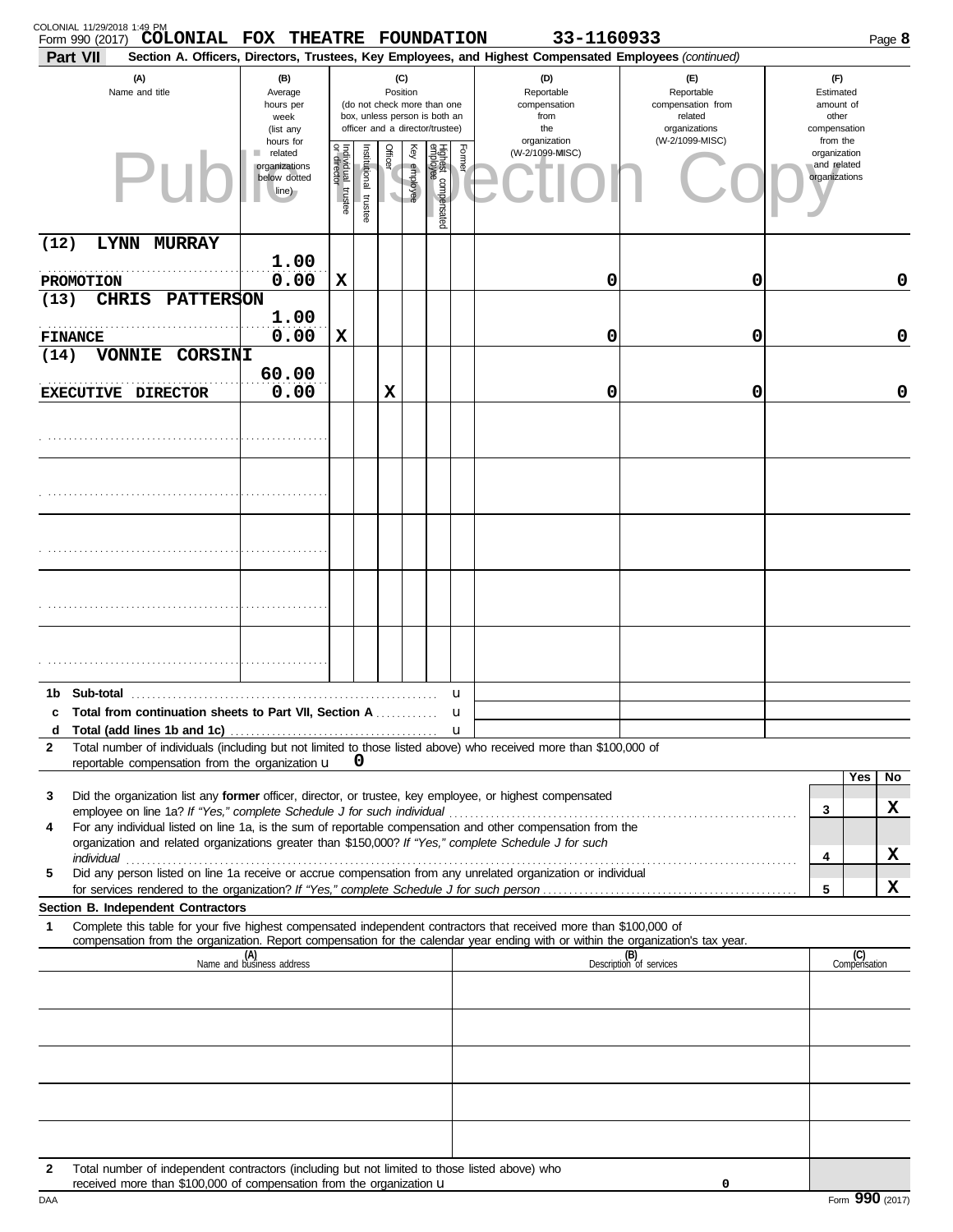Form 990 (2017) **COLONIAL FOX THEATRE FOUNDATION** **33-1160933** Page **8**

**Part VII** **Section A. Officers, Directors, Trustees, Key Employees, and Highest Compensated Employees** *(continued)*

| (A) Name and title | (B) Average hours per week (list any hours for related organizations below dotted line) | (C) Position: Individual trustee or director | Institutional trustee | Officer | Key employee | Highest compensated employee | Former | (D) Reportable compensation from the organization (W-2/1099-MISC) | (E) Reportable compensation from related organizations (W-2/1099-MISC) | (F) Estimated amount of other compensation from the organization and related organizations |
|---|---|---|---|---|---|---|---|---|---|---|
| (12) LYNN MURRAY<br>PROMOTION | 1.00<br>0.00 | X | | | | | | 0 | 0 | 0 |
| (13) CHRIS PATTERSON<br>FINANCE | 1.00<br>0.00 | X | | | | | | 0 | 0 | 0 |
| (14) VONNIE CORSINI<br>EXECUTIVE DIRECTOR | 60.00<br>0.00 | | | X | | | | 0 | 0 | 0 |
| | | | | | | | | | | |
| | | | | | | | | | | |
| | | | | | | | | | | |
| | | | | | | | | | | |
| | | | | | | | | | | |

**1b Sub-total** u

**c Total from continuation sheets to Part VII, Section A** u

**d Total (add lines 1b and 1c)** u

**2** Total number of individuals (including but not limited to those listed above) who received more than $100,000 of reportable compensation from the organization u **0**

| | | Yes | No |
|---|---|---|---|
| **3** Did the organization list any **former** officer, director, or trustee, key employee, or highest compensated employee on line 1a? *If "Yes," complete Schedule J for such individual* | 3 | | X |
| **4** For any individual listed on line 1a, is the sum of reportable compensation and other compensation from the organization and related organizations greater than $150,000? *If "Yes," complete Schedule J for such individual* | 4 | | X |
| **5** Did any person listed on line 1a receive or accrue compensation from any unrelated organization or individual for services rendered to the organization? *If "Yes," complete Schedule J for such person* | 5 | | X |

**Section B. Independent Contractors**

**1** Complete this table for your five highest compensated independent contractors that received more than $100,000 of compensation from the organization. Report compensation for the calendar year ending with or within the organization's tax year.

| (A) Name and business address | (B) Description of services | (C) Compensation |
|---|---|---|
| | | |
| | | |
| | | |
| | | |
| | | |

**2** Total number of independent contractors (including but not limited to those listed above) who received more than $100,000 of compensation from the organization u **0**

DAA Form **990** (2017)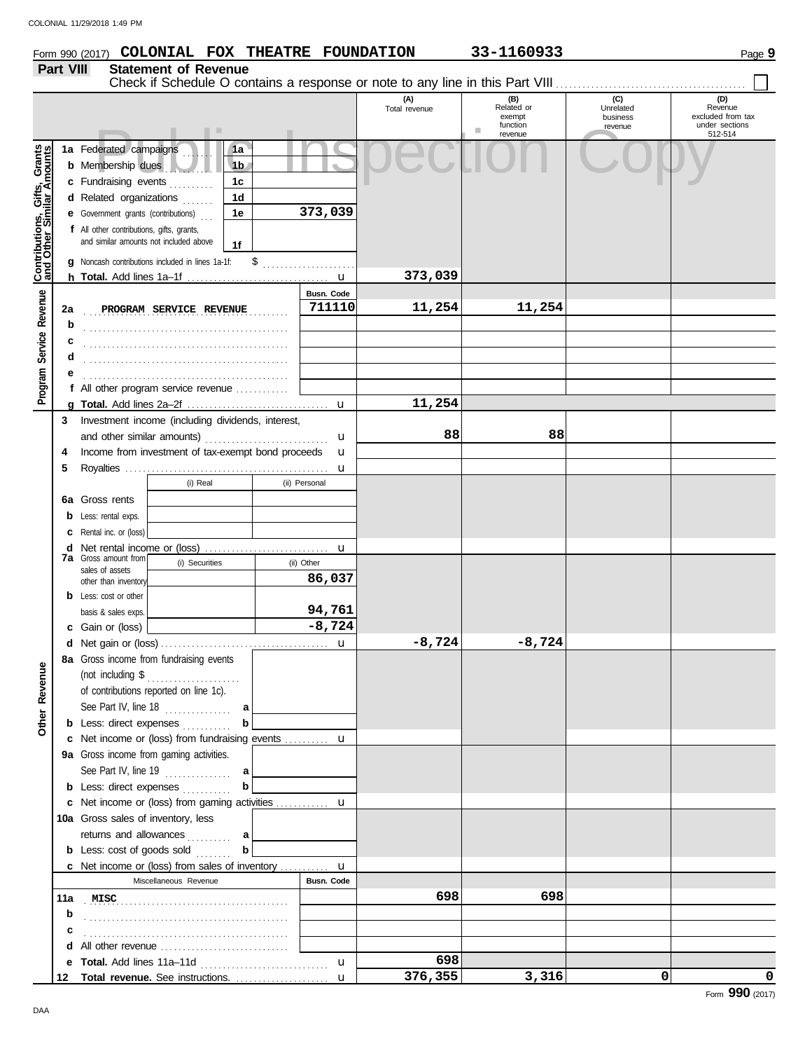Form 990 (2017) **COLONIAL FOX THEATRE FOUNDATION** **33-1160933**

## Part VIII Statement of Revenue

Check if Schedule O contains a response or note to any line in this Part VIII ☐

| | | | (A) Total revenue | (B) Related or exempt function revenue | (C) Unrelated business revenue | (D) Revenue excluded from tax under sections 512-514 |
|---|---|---|---|---|---|---|
| **Contributions, Gifts, Grants and Other Similar Amounts** | | | | | | |
| 1a | Federated campaigns | 1a | | | | |
| b | Membership dues | 1b | | | | |
| c | Fundraising events | 1c | | | | |
| d | Related organizations | 1d | | | | |
| e | Government grants (contributions) | 1e 373,039 | | | | |
| f | All other contributions, gifts, grants, and similar amounts not included above | 1f | | | | |
| g | Noncash contributions included in lines 1a-1f: $ | | | | | |
| h | **Total.** Add lines 1a–1f | | 373,039 | | | |
| **Program Service Revenue** | | Busn. Code | | | | |
| 2a | PROGRAM SERVICE REVENUE | 711110 | 11,254 | 11,254 | | |
| b | | | | | | |
| c | | | | | | |
| d | | | | | | |
| e | | | | | | |
| f | All other program service revenue | | | | | |
| g | **Total.** Add lines 2a–2f | | 11,254 | | | |
| **Other Revenue** | | | | | | |
| 3 | Investment income (including dividends, interest, and other similar amounts) | | 88 | 88 | | |
| 4 | Income from investment of tax-exempt bond proceeds | | | | | |
| 5 | Royalties | | | | | |
| | | (i) Real / (ii) Personal | | | | |
| 6a | Gross rents | | | | | |
| b | Less: rental exps. | | | | | |
| c | Rental inc. or (loss) | | | | | |
| d | Net rental income or (loss) | | | | | |
| 7a | Gross amount from sales of assets other than inventory | (i) Securities: / (ii) Other: 86,037 | | | | |
| b | Less: cost or other basis & sales exps. | (ii) Other: 94,761 | | | | |
| c | Gain or (loss) | (ii) Other: -8,724 | | | | |
| d | Net gain or (loss) | | -8,724 | -8,724 | | |
| 8a | Gross income from fundraising events (not including $ of contributions reported on line 1c). See Part IV, line 18 | a | | | | |
| b | Less: direct expenses | b | | | | |
| c | Net income or (loss) from fundraising events | | | | | |
| 9a | Gross income from gaming activities. See Part IV, line 19 | a | | | | |
| b | Less: direct expenses | b | | | | |
| c | Net income or (loss) from gaming activities | | | | | |
| 10a | Gross sales of inventory, less returns and allowances | a | | | | |
| b | Less: cost of goods sold | b | | | | |
| c | Net income or (loss) from sales of inventory | | | | | |
| | Miscellaneous Revenue | Busn. Code | | | | |
| 11a | MISC | | 698 | 698 | | |
| b | | | | | | |
| c | | | | | | |
| d | All other revenue | | | | | |
| e | **Total.** Add lines 11a–11d | | 698 | | | |
| 12 | **Total revenue.** See instructions. | | 376,355 | 3,316 | 0 | 0 |

Form **990** (2017)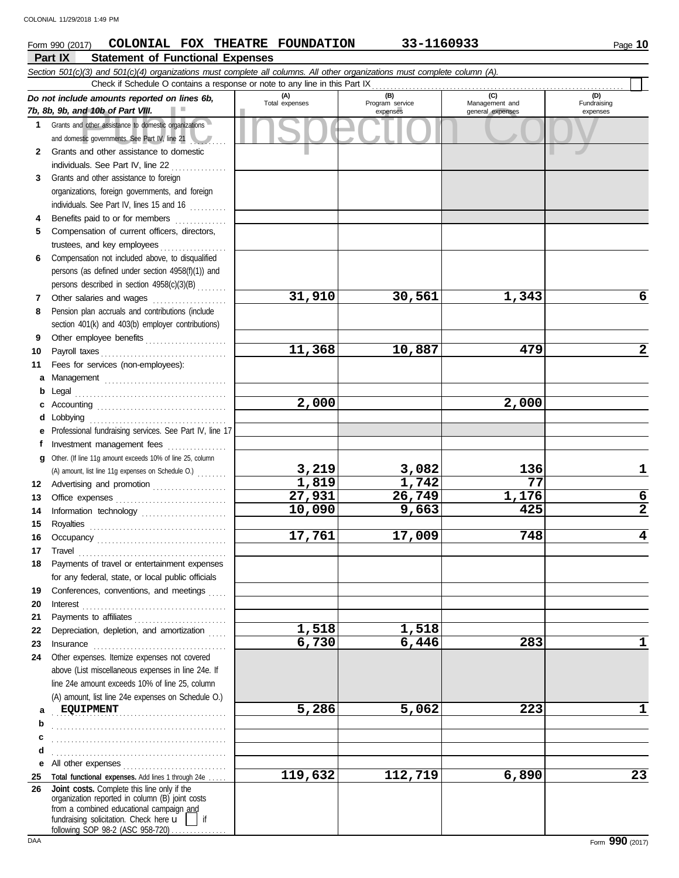Form 990 (2017) **COLONIAL FOX THEATRE FOUNDATION** **33-1160933**

## Part IX Statement of Functional Expenses

*Section 501(c)(3) and 501(c)(4) organizations must complete all columns. All other organizations must complete column (A).*

Check if Schedule O contains a response or note to any line in this Part IX ☐

| *Do not include amounts reported on lines 6b, 7b, 8b, 9b, and 10b of Part VIII.* | (A) Total expenses | (B) Program service expenses | (C) Management and general expenses | (D) Fundraising expenses |
|---|---|---|---|---|
| **1** Grants and other assistance to domestic organizations and domestic governments. See Part IV, line 21 | | | | |
| **2** Grants and other assistance to domestic individuals. See Part IV, line 22 | | | | |
| **3** Grants and other assistance to foreign organizations, foreign governments, and foreign individuals. See Part IV, lines 15 and 16 | | | | |
| **4** Benefits paid to or for members | | | | |
| **5** Compensation of current officers, directors, trustees, and key employees | | | | |
| **6** Compensation not included above, to disqualified persons (as defined under section 4958(f)(1)) and persons described in section 4958(c)(3)(B) | | | | |
| **7** Other salaries and wages | 31,910 | 30,561 | 1,343 | 6 |
| **8** Pension plan accruals and contributions (include section 401(k) and 403(b) employer contributions) | | | | |
| **9** Other employee benefits | | | | |
| **10** Payroll taxes | 11,368 | 10,887 | 479 | 2 |
| **11** Fees for services (non-employees): | | | | |
| **a** Management | | | | |
| **b** Legal | | | | |
| **c** Accounting | 2,000 | | 2,000 | |
| **d** Lobbying | | | | |
| **e** Professional fundraising services. See Part IV, line 17 | | | | |
| **f** Investment management fees | | | | |
| **g** Other. (If line 11g amount exceeds 10% of line 25, column (A) amount, list line 11g expenses on Schedule O.) | 3,219 | 3,082 | 136 | 1 |
| **12** Advertising and promotion | 1,819 | 1,742 | 77 | |
| **13** Office expenses | 27,931 | 26,749 | 1,176 | 6 |
| **14** Information technology | 10,090 | 9,663 | 425 | 2 |
| **15** Royalties | | | | |
| **16** Occupancy | 17,761 | 17,009 | 748 | 4 |
| **17** Travel | | | | |
| **18** Payments of travel or entertainment expenses for any federal, state, or local public officials | | | | |
| **19** Conferences, conventions, and meetings | | | | |
| **20** Interest | | | | |
| **21** Payments to affiliates | | | | |
| **22** Depreciation, depletion, and amortization | 1,518 | 1,518 | | |
| **23** Insurance | 6,730 | 6,446 | 283 | 1 |
| **24** Other expenses. Itemize expenses not covered above (List miscellaneous expenses in line 24e. If line 24e amount exceeds 10% of line 25, column (A) amount, list line 24e expenses on Schedule O.) | | | | |
| **a** EQUIPMENT | 5,286 | 5,062 | 223 | 1 |
| **b** | | | | |
| **c** | | | | |
| **d** | | | | |
| **e** All other expenses | | | | |
| **25** **Total functional expenses.** Add lines 1 through 24e | 119,632 | 112,719 | 6,890 | 23 |
| **26** **Joint costs.** Complete this line only if the organization reported in column (B) joint costs from a combined educational campaign and fundraising solicitation. Check here ☐ if following SOP 98-2 (ASC 958-720) | | | | |

Form **990** (2017)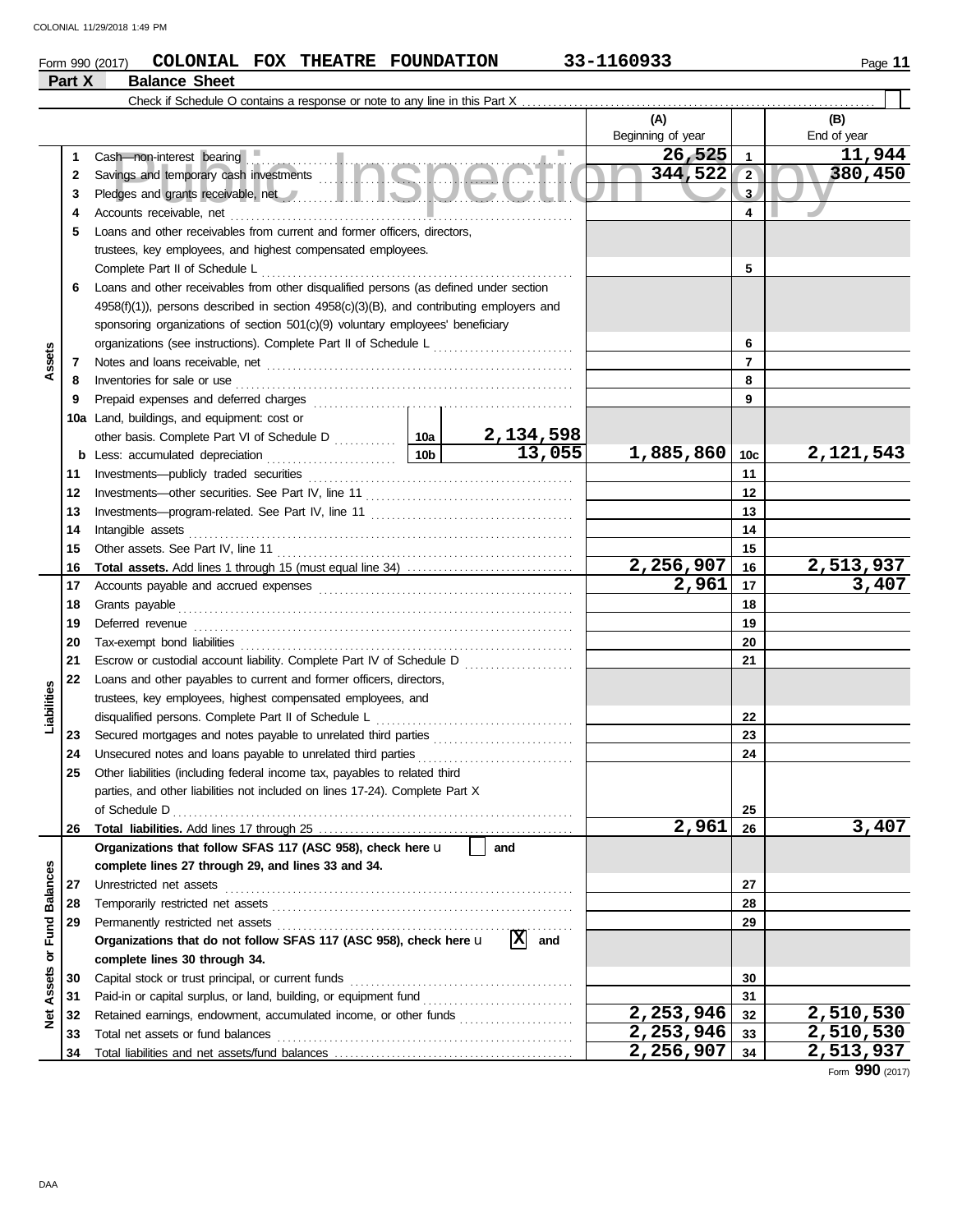Form 990 (2017) **COLONIAL FOX THEATRE FOUNDATION** 33-1160933

## Part X Balance Sheet

Check if Schedule O contains a response or note to any line in this Part X

| | | | | (A) Beginning of year | | (B) End of year |
|---|---|---|---|---|---|---|
| **Assets** | 1 | Cash—non-interest bearing | | 26,525 | 1 | 11,944 |
| | 2 | Savings and temporary cash investments | | 344,522 | 2 | 380,450 |
| | 3 | Pledges and grants receivable, net | | | 3 | |
| | 4 | Accounts receivable, net | | | 4 | |
| | 5 | Loans and other receivables from current and former officers, directors, trustees, key employees, and highest compensated employees. Complete Part II of Schedule L | | | 5 | |
| | 6 | Loans and other receivables from other disqualified persons (as defined under section 4958(f)(1)), persons described in section 4958(c)(3)(B), and contributing employers and sponsoring organizations of section 501(c)(9) voluntary employees' beneficiary organizations (see instructions). Complete Part II of Schedule L | | | 6 | |
| | 7 | Notes and loans receivable, net | | | 7 | |
| | 8 | Inventories for sale or use | | | 8 | |
| | 9 | Prepaid expenses and deferred charges | | | 9 | |
| | 10a | Land, buildings, and equipment: cost or other basis. Complete Part VI of Schedule D | 10a 2,134,598 | | | |
| | b | Less: accumulated depreciation | 10b 13,055 | 1,885,860 | 10c | 2,121,543 |
| | 11 | Investments—publicly traded securities | | | 11 | |
| | 12 | Investments—other securities. See Part IV, line 11 | | | 12 | |
| | 13 | Investments—program-related. See Part IV, line 11 | | | 13 | |
| | 14 | Intangible assets | | | 14 | |
| | 15 | Other assets. See Part IV, line 11 | | | 15 | |
| | 16 | **Total assets.** Add lines 1 through 15 (must equal line 34) | | 2,256,907 | 16 | 2,513,937 |
| **Liabilities** | 17 | Accounts payable and accrued expenses | | 2,961 | 17 | 3,407 |
| | 18 | Grants payable | | | 18 | |
| | 19 | Deferred revenue | | | 19 | |
| | 20 | Tax-exempt bond liabilities | | | 20 | |
| | 21 | Escrow or custodial account liability. Complete Part IV of Schedule D | | | 21 | |
| | 22 | Loans and other payables to current and former officers, directors, trustees, key employees, highest compensated employees, and disqualified persons. Complete Part II of Schedule L | | | 22 | |
| | 23 | Secured mortgages and notes payable to unrelated third parties | | | 23 | |
| | 24 | Unsecured notes and loans payable to unrelated third parties | | | 24 | |
| | 25 | Other liabilities (including federal income tax, payables to related third parties, and other liabilities not included on lines 17-24). Complete Part X of Schedule D | | | 25 | |
| | 26 | **Total liabilities.** Add lines 17 through 25 | | 2,961 | 26 | 3,407 |
| **Net Assets or Fund Balances** | | **Organizations that follow SFAS 117 (ASC 958), check here** ☐ **and complete lines 27 through 29, and lines 33 and 34.** | | | | |
| | 27 | Unrestricted net assets | | | 27 | |
| | 28 | Temporarily restricted net assets | | | 28 | |
| | 29 | Permanently restricted net assets | | | 29 | |
| | | **Organizations that do not follow SFAS 117 (ASC 958), check here** ☒ **and complete lines 30 through 34.** | | | | |
| | 30 | Capital stock or trust principal, or current funds | | | 30 | |
| | 31 | Paid-in or capital surplus, or land, building, or equipment fund | | | 31 | |
| | 32 | Retained earnings, endowment, accumulated income, or other funds | | 2,253,946 | 32 | 2,510,530 |
| | 33 | Total net assets or fund balances | | 2,253,946 | 33 | 2,510,530 |
| | 34 | Total liabilities and net assets/fund balances | | 2,256,907 | 34 | 2,513,937 |

Form **990** (2017)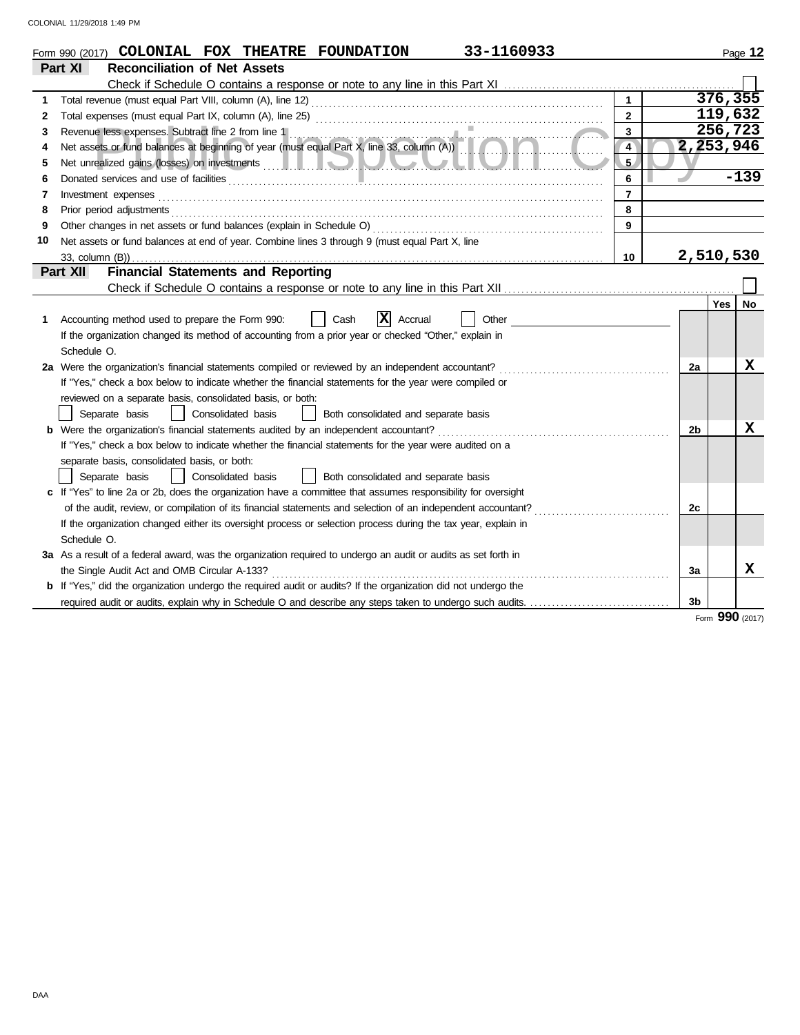Form 990 (2017) **COLONIAL FOX THEATRE FOUNDATION** **33-1160933**

## Part XI Reconciliation of Net Assets

Check if Schedule O contains a response or note to any line in this Part XI ☐

| | | | |
|---|---|---|---|
| 1 | Total revenue (must equal Part VIII, column (A), line 12) | 1 | 376,355 |
| 2 | Total expenses (must equal Part IX, column (A), line 25) | 2 | 119,632 |
| 3 | Revenue less expenses. Subtract line 2 from line 1 | 3 | 256,723 |
| 4 | Net assets or fund balances at beginning of year (must equal Part X, line 33, column (A)) | 4 | 2,253,946 |
| 5 | Net unrealized gains (losses) on investments | 5 | |
| 6 | Donated services and use of facilities | 6 | -139 |
| 7 | Investment expenses | 7 | |
| 8 | Prior period adjustments | 8 | |
| 9 | Other changes in net assets or fund balances (explain in Schedule O) | 9 | |
| 10 | Net assets or fund balances at end of year. Combine lines 3 through 9 (must equal Part X, line 33, column (B)) | 10 | 2,510,530 |

## Part XII Financial Statements and Reporting

Check if Schedule O contains a response or note to any line in this Part XII ☐

| | | | Yes | No |
|---|---|---|---|---|
| 1 | Accounting method used to prepare the Form 990: ☐ Cash ☒ Accrual ☐ Other<br>If the organization changed its method of accounting from a prior year or checked "Other," explain in Schedule O. | | | |
| 2a | Were the organization's financial statements compiled or reviewed by an independent accountant?<br>If "Yes," check a box below to indicate whether the financial statements for the year were compiled or reviewed on a separate basis, consolidated basis, or both:<br>☐ Separate basis ☐ Consolidated basis ☐ Both consolidated and separate basis | 2a | | X |
| b | Were the organization's financial statements audited by an independent accountant?<br>If "Yes," check a box below to indicate whether the financial statements for the year were audited on a separate basis, consolidated basis, or both:<br>☐ Separate basis ☐ Consolidated basis ☐ Both consolidated and separate basis | 2b | | X |
| c | If "Yes" to line 2a or 2b, does the organization have a committee that assumes responsibility for oversight of the audit, review, or compilation of its financial statements and selection of an independent accountant?<br>If the organization changed either its oversight process or selection process during the tax year, explain in Schedule O. | 2c | | |
| 3a | As a result of a federal award, was the organization required to undergo an audit or audits as set forth in the Single Audit Act and OMB Circular A-133? | 3a | | X |
| b | If "Yes," did the organization undergo the required audit or audits? If the organization did not undergo the required audit or audits, explain why in Schedule O and describe any steps taken to undergo such audits. | 3b | | |

Form **990** (2017)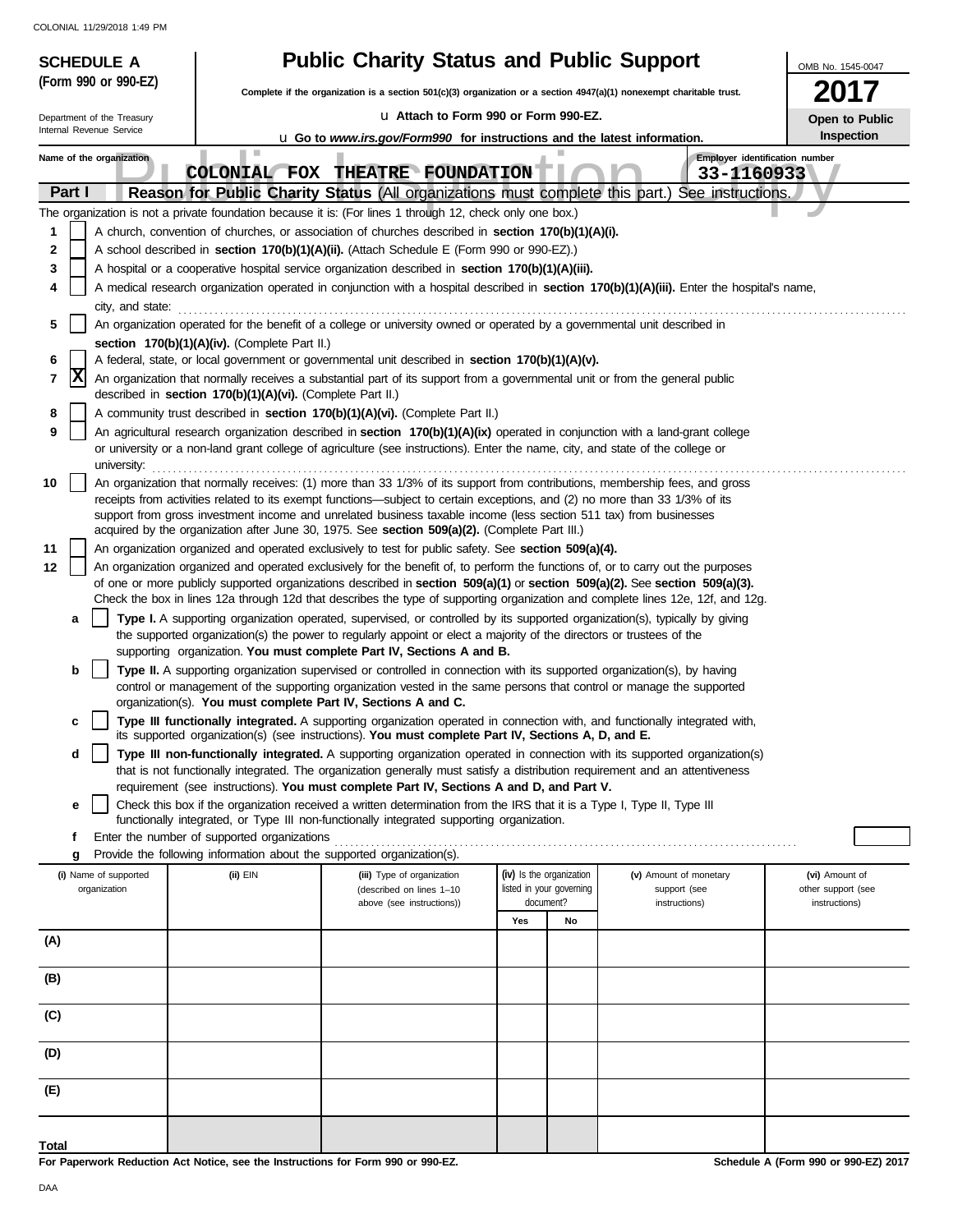COLONIAL 11/29/2018 1:49 PM

**SCHEDULE A (Form 990 or 990-EZ)**

Department of the Treasury
Internal Revenue Service

# Public Charity Status and Public Support

**Complete if the organization is a section 501(c)(3) organization or a section 4947(a)(1) nonexempt charitable trust.**

u **Attach to Form 990 or Form 990-EZ.**

u **Go to *www.irs.gov/Form990* for instructions and the latest information.**

OMB No. 1545-0047

**2017**

**Open to Public Inspection**

Name of the organization: **COLONIAL FOX THEATRE FOUNDATION**

Employer identification number: **33-1160933**

Public Inspection Copy

## Part I — Reason for Public Charity Status (All organizations must complete this part.) See instructions.

The organization is not a private foundation because it is: (For lines 1 through 12, check only one box.)

1. [ ] A church, convention of churches, or association of churches described in **section 170(b)(1)(A)(i).**
2. [ ] A school described in **section 170(b)(1)(A)(ii).** (Attach Schedule E (Form 990 or 990-EZ).)
3. [ ] A hospital or a cooperative hospital service organization described in **section 170(b)(1)(A)(iii).**
4. [ ] A medical research organization operated in conjunction with a hospital described in **section 170(b)(1)(A)(iii).** Enter the hospital's name, city, and state: ..........
5. [ ] An organization operated for the benefit of a college or university owned or operated by a governmental unit described in **section 170(b)(1)(A)(iv).** (Complete Part II.)
6. [ ] A federal, state, or local government or governmental unit described in **section 170(b)(1)(A)(v).**
7. [X] An organization that normally receives a substantial part of its support from a governmental unit or from the general public described in **section 170(b)(1)(A)(vi).** (Complete Part II.)
8. [ ] A community trust described in **section 170(b)(1)(A)(vi).** (Complete Part II.)
9. [ ] An agricultural research organization described in **section 170(b)(1)(A)(ix)** operated in conjunction with a land-grant college or university or a non-land grant college of agriculture (see instructions). Enter the name, city, and state of the college or university: ..........
10. [ ] An organization that normally receives: (1) more than 33 1/3% of its support from contributions, membership fees, and gross receipts from activities related to its exempt functions—subject to certain exceptions, and (2) no more than 33 1/3% of its support from gross investment income and unrelated business taxable income (less section 511 tax) from businesses acquired by the organization after June 30, 1975. See **section 509(a)(2).** (Complete Part III.)
11. [ ] An organization organized and operated exclusively to test for public safety. See **section 509(a)(4).**
12. [ ] An organization organized and operated exclusively for the benefit of, to perform the functions of, or to carry out the purposes of one or more publicly supported organizations described in **section 509(a)(1)** or **section 509(a)(2).** See **section 509(a)(3).** Check the box in lines 12a through 12d that describes the type of supporting organization and complete lines 12e, 12f, and 12g.
   - **a** [ ] **Type I.** A supporting organization operated, supervised, or controlled by its supported organization(s), typically by giving the supported organization(s) the power to regularly appoint or elect a majority of the directors or trustees of the supporting organization. **You must complete Part IV, Sections A and B.**
   - **b** [ ] **Type II.** A supporting organization supervised or controlled in connection with its supported organization(s), by having control or management of the supporting organization vested in the same persons that control or manage the supported organization(s). **You must complete Part IV, Sections A and C.**
   - **c** [ ] **Type III functionally integrated.** A supporting organization operated in connection with, and functionally integrated with, its supported organization(s) (see instructions). **You must complete Part IV, Sections A, D, and E.**
   - **d** [ ] **Type III non-functionally integrated.** A supporting organization operated in connection with its supported organization(s) that is not functionally integrated. The organization generally must satisfy a distribution requirement and an attentiveness requirement (see instructions). **You must complete Part IV, Sections A and D, and Part V.**
   - **e** [ ] Check this box if the organization received a written determination from the IRS that it is a Type I, Type II, Type III functionally integrated, or Type III non-functionally integrated supporting organization.
   - **f** Enter the number of supported organizations ..........
   - **g** Provide the following information about the supported organization(s).

| (i) Name of supported organization | (ii) EIN | (iii) Type of organization (described on lines 1–10 above (see instructions)) | (iv) Is the organization listed in your governing document? | | (v) Amount of monetary support (see instructions) | (vi) Amount of other support (see instructions) |
|---|---|---|---|---|---|---|
| | | | Yes | No | | |
| (A) | | | | | | |
| (B) | | | | | | |
| (C) | | | | | | |
| (D) | | | | | | |
| (E) | | | | | | |
| Total | | | | | | |

**For Paperwork Reduction Act Notice, see the Instructions for Form 990 or 990-EZ.**

**Schedule A (Form 990 or 990-EZ) 2017**

DAA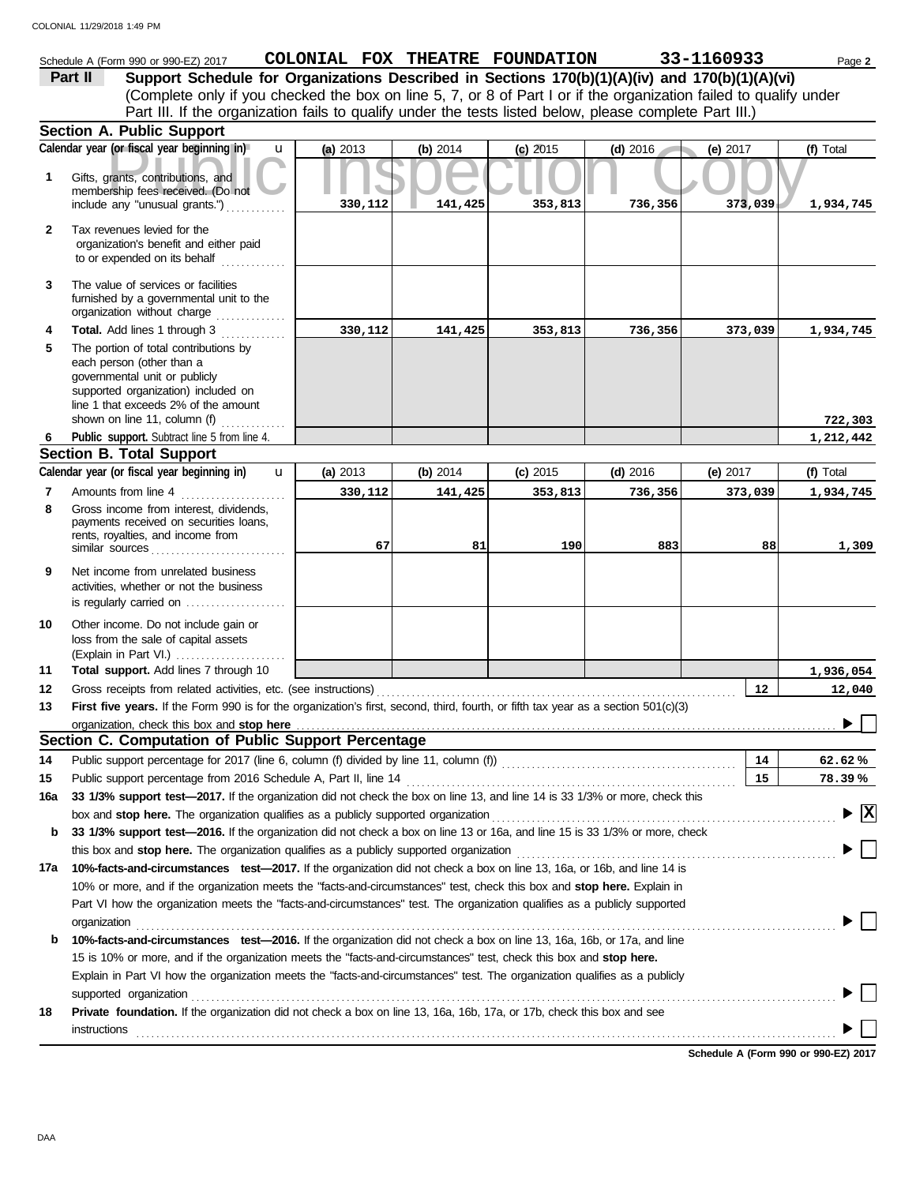Schedule A (Form 990 or 990-EZ) 2017 **COLONIAL FOX THEATRE FOUNDATION** **33-1160933**

**Part II** **Support Schedule for Organizations Described in Sections 170(b)(1)(A)(iv) and 170(b)(1)(A)(vi)**
(Complete only if you checked the box on line 5, 7, or 8 of Part I or if the organization failed to qualify under Part III. If the organization fails to qualify under the tests listed below, please complete Part III.)

### Section A. Public Support

| Calendar year (or fiscal year beginning in) | (a) 2013 | (b) 2014 | (c) 2015 | (d) 2016 | (e) 2017 | (f) Total |
|---|---|---|---|---|---|---|
| **1** Gifts, grants, contributions, and membership fees received. (Do not include any "unusual grants.") | 330,112 | 141,425 | 353,813 | 736,356 | 373,039 | 1,934,745 |
| **2** Tax revenues levied for the organization's benefit and either paid to or expended on its behalf | | | | | | |
| **3** The value of services or facilities furnished by a governmental unit to the organization without charge | | | | | | |
| **4** **Total.** Add lines 1 through 3 | 330,112 | 141,425 | 353,813 | 736,356 | 373,039 | 1,934,745 |
| **5** The portion of total contributions by each person (other than a governmental unit or publicly supported organization) included on line 1 that exceeds 2% of the amount shown on line 11, column (f) | | | | | | 722,303 |
| **6** **Public support.** Subtract line 5 from line 4. | | | | | | 1,212,442 |

### Section B. Total Support

| Calendar year (or fiscal year beginning in) | (a) 2013 | (b) 2014 | (c) 2015 | (d) 2016 | (e) 2017 | (f) Total |
|---|---|---|---|---|---|---|
| **7** Amounts from line 4 | 330,112 | 141,425 | 353,813 | 736,356 | 373,039 | 1,934,745 |
| **8** Gross income from interest, dividends, payments received on securities loans, rents, royalties, and income from similar sources | 67 | 81 | 190 | 883 | 88 | 1,309 |
| **9** Net income from unrelated business activities, whether or not the business is regularly carried on | | | | | | |
| **10** Other income. Do not include gain or loss from the sale of capital assets (Explain in Part VI.) | | | | | | |
| **11** **Total support.** Add lines 7 through 10 | | | | | | 1,936,054 |

**12** Gross receipts from related activities, etc. (see instructions) — **12** — 12,040

**13** **First five years.** If the Form 990 is for the organization's first, second, third, fourth, or fifth tax year as a section 501(c)(3) organization, check this box and **stop here** ☐

### Section C. Computation of Public Support Percentage

**14** Public support percentage for 2017 (line 6, column (f) divided by line 11, column (f)) — **14** — 62.62 %

**15** Public support percentage from 2016 Schedule A, Part II, line 14 — **15** — 78.39 %

**16a** **33 1/3% support test—2017.** If the organization did not check the box on line 13, and line 14 is 33 1/3% or more, check this box and **stop here.** The organization qualifies as a publicly supported organization ☒

**b** **33 1/3% support test—2016.** If the organization did not check a box on line 13 or 16a, and line 15 is 33 1/3% or more, check this box and **stop here.** The organization qualifies as a publicly supported organization ☐

**17a** **10%-facts-and-circumstances test—2017.** If the organization did not check a box on line 13, 16a, or 16b, and line 14 is 10% or more, and if the organization meets the "facts-and-circumstances" test, check this box and **stop here.** Explain in Part VI how the organization meets the "facts-and-circumstances" test. The organization qualifies as a publicly supported organization ☐

**b** **10%-facts-and-circumstances test—2016.** If the organization did not check a box on line 13, 16a, 16b, or 17a, and line 15 is 10% or more, and if the organization meets the "facts-and-circumstances" test, check this box and **stop here.** Explain in Part VI how the organization meets the "facts-and-circumstances" test. The organization qualifies as a publicly supported organization ☐

**18** **Private foundation.** If the organization did not check a box on line 13, 16a, 16b, 17a, or 17b, check this box and see instructions ☐

**Schedule A (Form 990 or 990-EZ) 2017**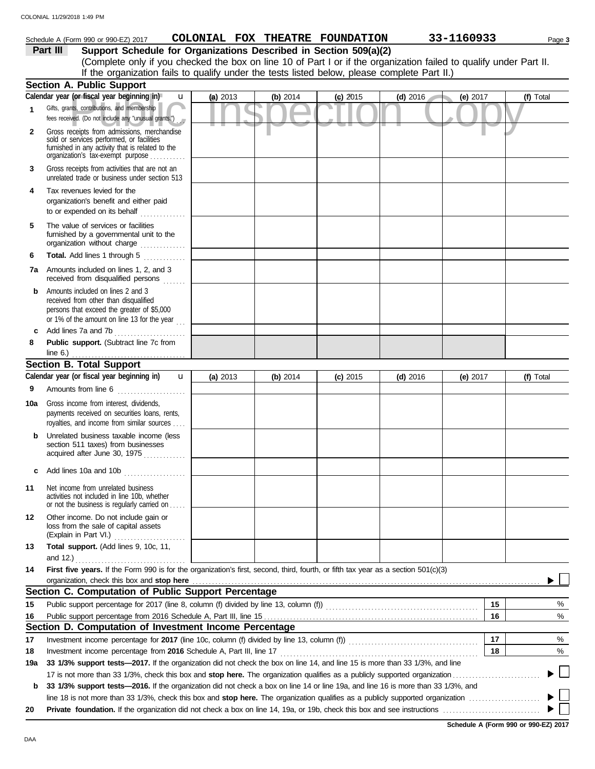Schedule A (Form 990 or 990-EZ) 2017 **COLONIAL FOX THEATRE FOUNDATION** **33-1160933** Page **3**

## Part III Support Schedule for Organizations Described in Section 509(a)(2)

(Complete only if you checked the box on line 10 of Part I or if the organization failed to qualify under Part II. If the organization fails to qualify under the tests listed below, please complete Part II.)

Public Inspection Copy

### Section A. Public Support

| Calendar year (or fiscal year beginning in) u | (a) 2013 | (b) 2014 | (c) 2015 | (d) 2016 | (e) 2017 | (f) Total |
|---|---|---|---|---|---|---|
| 1 Gifts, grants, contributions, and membership fees received. (Do not include any "unusual grants.") | | | | | | |
| 2 Gross receipts from admissions, merchandise sold or services performed, or facilities furnished in any activity that is related to the organization's tax-exempt purpose | | | | | | |
| 3 Gross receipts from activities that are not an unrelated trade or business under section 513 | | | | | | |
| 4 Tax revenues levied for the organization's benefit and either paid to or expended on its behalf | | | | | | |
| 5 The value of services or facilities furnished by a governmental unit to the organization without charge | | | | | | |
| 6 **Total.** Add lines 1 through 5 | | | | | | |
| 7a Amounts included on lines 1, 2, and 3 received from disqualified persons | | | | | | |
| b Amounts included on lines 2 and 3 received from other than disqualified persons that exceed the greater of $5,000 or 1% of the amount on line 13 for the year | | | | | | |
| c Add lines 7a and 7b | | | | | | |
| 8 **Public support.** (Subtract line 7c from line 6.) | | | | | | |

### Section B. Total Support

| Calendar year (or fiscal year beginning in) u | (a) 2013 | (b) 2014 | (c) 2015 | (d) 2016 | (e) 2017 | (f) Total |
|---|---|---|---|---|---|---|
| 9 Amounts from line 6 | | | | | | |
| 10a Gross income from interest, dividends, payments received on securities loans, rents, royalties, and income from similar sources | | | | | | |
| b Unrelated business taxable income (less section 511 taxes) from businesses acquired after June 30, 1975 | | | | | | |
| c Add lines 10a and 10b | | | | | | |
| 11 Net income from unrelated business activities not included in line 10b, whether or not the business is regularly carried on | | | | | | |
| 12 Other income. Do not include gain or loss from the sale of capital assets (Explain in Part VI.) | | | | | | |
| 13 **Total support.** (Add lines 9, 10c, 11, and 12.) | | | | | | |

**14** **First five years.** If the Form 990 is for the organization's first, second, third, fourth, or fifth tax year as a section 501(c)(3) organization, check this box and **stop here** ▶ ☐

### Section C. Computation of Public Support Percentage

| | | | |
|---|---|---|---|
| 15 | Public support percentage for 2017 (line 8, column (f) divided by line 13, column (f)) | 15 | % |
| 16 | Public support percentage from 2016 Schedule A, Part III, line 15 | 16 | % |

### Section D. Computation of Investment Income Percentage

| | | | |
|---|---|---|---|
| 17 | Investment income percentage for **2017** (line 10c, column (f) divided by line 13, column (f)) | 17 | % |
| 18 | Investment income percentage from **2016** Schedule A, Part III, line 17 | 18 | % |

**19a** **33 1/3% support tests—2017.** If the organization did not check the box on line 14, and line 15 is more than 33 1/3%, and line 17 is not more than 33 1/3%, check this box and **stop here.** The organization qualifies as a publicly supported organization ▶ ☐

**b** **33 1/3% support tests—2016.** If the organization did not check a box on line 14 or line 19a, and line 16 is more than 33 1/3%, and line 18 is not more than 33 1/3%, check this box and **stop here.** The organization qualifies as a publicly supported organization ▶ ☐

**20** **Private foundation.** If the organization did not check a box on line 14, 19a, or 19b, check this box and see instructions ▶ ☐

**Schedule A (Form 990 or 990-EZ) 2017**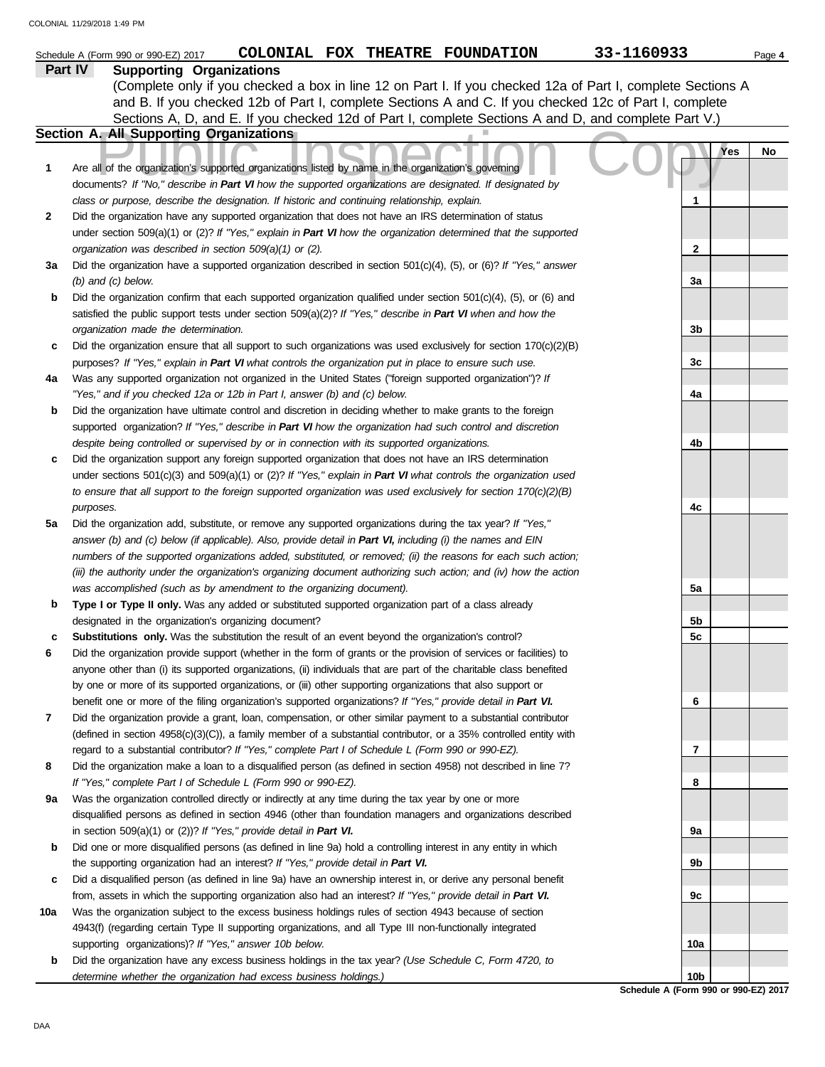Schedule A (Form 990 or 990-EZ) 2017 **COLONIAL FOX THEATRE FOUNDATION** **33-1160933**

## Part IV Supporting Organizations

(Complete only if you checked a box in line 12 on Part I. If you checked 12a of Part I, complete Sections A and B. If you checked 12b of Part I, complete Sections A and C. If you checked 12c of Part I, complete Sections A, D, and E. If you checked 12d of Part I, complete Sections A and D, and complete Part V.)

### Section A. All Supporting Organizations

| | | | Yes | No |
|---|---|---|---|---|
| **1** | Are all of the organization's supported organizations listed by name in the organization's governing documents? *If "No," describe in* ***Part VI*** *how the supported organizations are designated. If designated by class or purpose, describe the designation. If historic and continuing relationship, explain.* | **1** | | |
| **2** | Did the organization have any supported organization that does not have an IRS determination of status under section 509(a)(1) or (2)? *If "Yes," explain in* ***Part VI*** *how the organization determined that the supported organization was described in section 509(a)(1) or (2).* | **2** | | |
| **3a** | Did the organization have a supported organization described in section 501(c)(4), (5), or (6)? *If "Yes," answer (b) and (c) below.* | **3a** | | |
| **b** | Did the organization confirm that each supported organization qualified under section 501(c)(4), (5), or (6) and satisfied the public support tests under section 509(a)(2)? *If "Yes," describe in* ***Part VI*** *when and how the organization made the determination.* | **3b** | | |
| **c** | Did the organization ensure that all support to such organizations was used exclusively for section 170(c)(2)(B) purposes? *If "Yes," explain in* ***Part VI*** *what controls the organization put in place to ensure such use.* | **3c** | | |
| **4a** | Was any supported organization not organized in the United States ("foreign supported organization")? *If "Yes," and if you checked 12a or 12b in Part I, answer (b) and (c) below.* | **4a** | | |
| **b** | Did the organization have ultimate control and discretion in deciding whether to make grants to the foreign supported organization? *If "Yes," describe in* ***Part VI*** *how the organization had such control and discretion despite being controlled or supervised by or in connection with its supported organizations.* | **4b** | | |
| **c** | Did the organization support any foreign supported organization that does not have an IRS determination under sections 501(c)(3) and 509(a)(1) or (2)? *If "Yes," explain in* ***Part VI*** *what controls the organization used to ensure that all support to the foreign supported organization was used exclusively for section 170(c)(2)(B) purposes.* | **4c** | | |
| **5a** | Did the organization add, substitute, or remove any supported organizations during the tax year? *If "Yes," answer (b) and (c) below (if applicable). Also, provide detail in* ***Part VI,*** *including (i) the names and EIN numbers of the supported organizations added, substituted, or removed; (ii) the reasons for each such action; (iii) the authority under the organization's organizing document authorizing such action; and (iv) how the action was accomplished (such as by amendment to the organizing document).* | **5a** | | |
| **b** | **Type I or Type II only.** Was any added or substituted supported organization part of a class already designated in the organization's organizing document? | **5b** | | |
| **c** | **Substitutions only.** Was the substitution the result of an event beyond the organization's control? | **5c** | | |
| **6** | Did the organization provide support (whether in the form of grants or the provision of services or facilities) to anyone other than (i) its supported organizations, (ii) individuals that are part of the charitable class benefited by one or more of its supported organizations, or (iii) other supporting organizations that also support or benefit one or more of the filing organization's supported organizations? *If "Yes," provide detail in* ***Part VI.*** | **6** | | |
| **7** | Did the organization provide a grant, loan, compensation, or other similar payment to a substantial contributor (defined in section 4958(c)(3)(C)), a family member of a substantial contributor, or a 35% controlled entity with regard to a substantial contributor? *If "Yes," complete Part I of Schedule L (Form 990 or 990-EZ).* | **7** | | |
| **8** | Did the organization make a loan to a disqualified person (as defined in section 4958) not described in line 7? *If "Yes," complete Part I of Schedule L (Form 990 or 990-EZ).* | **8** | | |
| **9a** | Was the organization controlled directly or indirectly at any time during the tax year by one or more disqualified persons as defined in section 4946 (other than foundation managers and organizations described in section 509(a)(1) or (2))? *If "Yes," provide detail in* ***Part VI.*** | **9a** | | |
| **b** | Did one or more disqualified persons (as defined in line 9a) hold a controlling interest in any entity in which the supporting organization had an interest? *If "Yes," provide detail in* ***Part VI.*** | **9b** | | |
| **c** | Did a disqualified person (as defined in line 9a) have an ownership interest in, or derive any personal benefit from, assets in which the supporting organization also had an interest? *If "Yes," provide detail in* ***Part VI.*** | **9c** | | |
| **10a** | Was the organization subject to the excess business holdings rules of section 4943 because of section 4943(f) (regarding certain Type II supporting organizations, and all Type III non-functionally integrated supporting organizations)? *If "Yes," answer 10b below.* | **10a** | | |
| **b** | Did the organization have any excess business holdings in the tax year? *(Use Schedule C, Form 4720, to determine whether the organization had excess business holdings.)* | **10b** | | |

**Schedule A (Form 990 or 990-EZ) 2017**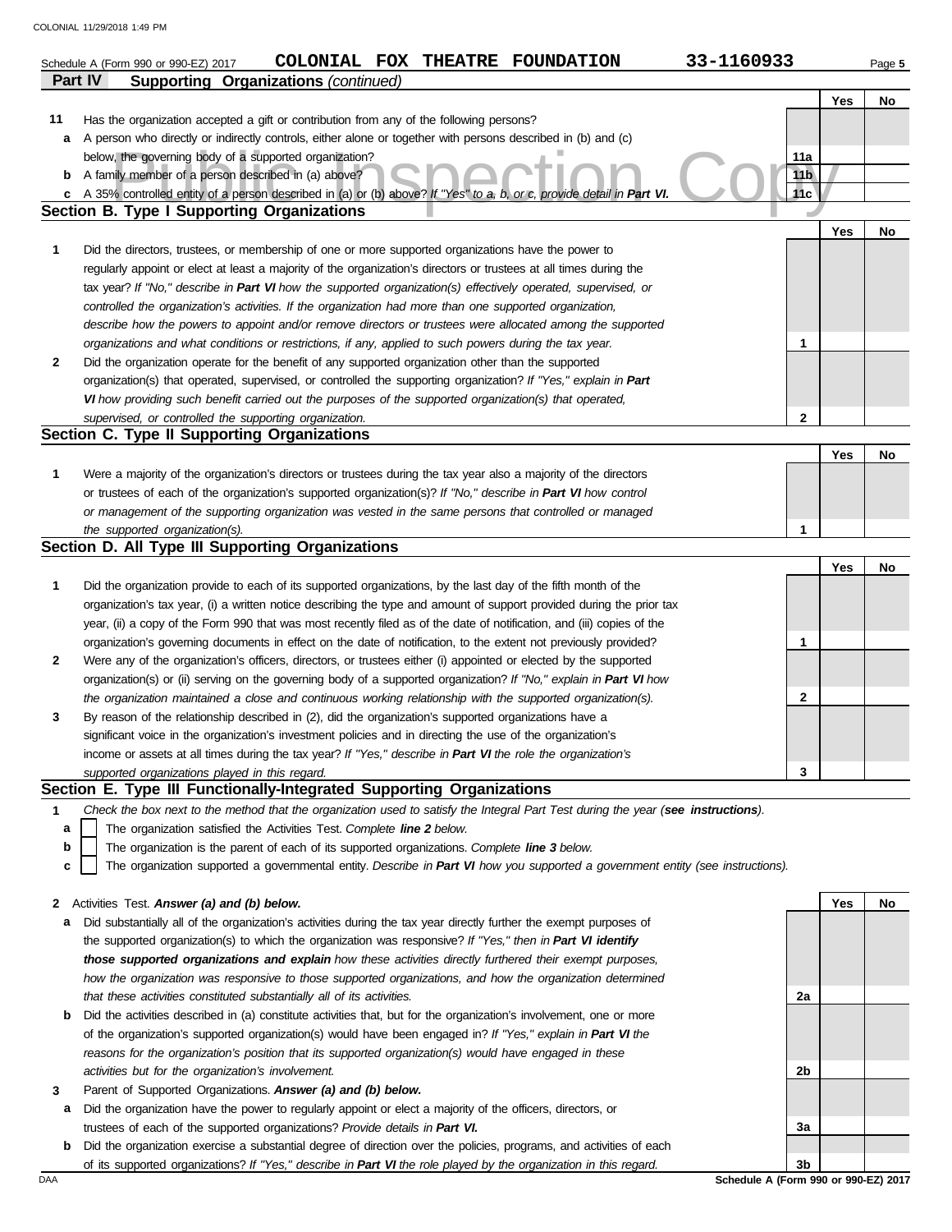Schedule A (Form 990 or 990-EZ) 2017 **COLONIAL FOX THEATRE FOUNDATION** 33-1160933

## Part IV Supporting Organizations *(continued)*

| | | | Yes | No |
|---|---|---|---|---|
| **11** | Has the organization accepted a gift or contribution from any of the following persons? | | | |
| **a** | A person who directly or indirectly controls, either alone or together with persons described in (b) and (c) below, the governing body of a supported organization? | 11a | | |
| **b** | A family member of a person described in (a) above? | 11b | | |
| **c** | A 35% controlled entity of a person described in (a) or (b) above? *If "Yes" to a, b, or c, provide detail in* ***Part VI.*** | 11c | | |

### Section B. Type I Supporting Organizations

| | | | Yes | No |
|---|---|---|---|---|
| **1** | Did the directors, trustees, or membership of one or more supported organizations have the power to regularly appoint or elect at least a majority of the organization's directors or trustees at all times during the tax year? *If "No," describe in* ***Part VI*** *how the supported organization(s) effectively operated, supervised, or controlled the organization's activities. If the organization had more than one supported organization, describe how the powers to appoint and/or remove directors or trustees were allocated among the supported organizations and what conditions or restrictions, if any, applied to such powers during the tax year.* | 1 | | |
| **2** | Did the organization operate for the benefit of any supported organization other than the supported organization(s) that operated, supervised, or controlled the supporting organization? *If "Yes," explain in* ***Part VI*** *how providing such benefit carried out the purposes of the supported organization(s) that operated, supervised, or controlled the supporting organization.* | 2 | | |

### Section C. Type II Supporting Organizations

| | | | Yes | No |
|---|---|---|---|---|
| **1** | Were a majority of the organization's directors or trustees during the tax year also a majority of the directors or trustees of each of the organization's supported organization(s)? *If "No," describe in* ***Part VI*** *how control or management of the supporting organization was vested in the same persons that controlled or managed the supported organization(s).* | 1 | | |

### Section D. All Type III Supporting Organizations

| | | | Yes | No |
|---|---|---|---|---|
| **1** | Did the organization provide to each of its supported organizations, by the last day of the fifth month of the organization's tax year, (i) a written notice describing the type and amount of support provided during the prior tax year, (ii) a copy of the Form 990 that was most recently filed as of the date of notification, and (iii) copies of the organization's governing documents in effect on the date of notification, to the extent not previously provided? | 1 | | |
| **2** | Were any of the organization's officers, directors, or trustees either (i) appointed or elected by the supported organization(s) or (ii) serving on the governing body of a supported organization? *If "No," explain in* ***Part VI*** *how the organization maintained a close and continuous working relationship with the supported organization(s).* | 2 | | |
| **3** | By reason of the relationship described in (2), did the organization's supported organizations have a significant voice in the organization's investment policies and in directing the use of the organization's income or assets at all times during the tax year? *If "Yes," describe in* ***Part VI*** *the role the organization's supported organizations played in this regard.* | 3 | | |

### Section E. Type III Functionally-Integrated Supporting Organizations

**1** *Check the box next to the method that the organization used to satisfy the Integral Part Test during the year (****see instructions****).*

**a** ☐ The organization satisfied the Activities Test. *Complete* ***line 2*** *below.*

**b** ☐ The organization is the parent of each of its supported organizations. *Complete* ***line 3*** *below.*

**c** ☐ The organization supported a governmental entity. *Describe in* ***Part VI*** *how you supported a government entity (see instructions).*

| | | | Yes | No |
|---|---|---|---|---|
| **2** | Activities Test. ***Answer (a) and (b) below.*** | | | |
| **a** | Did substantially all of the organization's activities during the tax year directly further the exempt purposes of the supported organization(s) to which the organization was responsive? *If "Yes," then in* ***Part VI identify those supported organizations and explain*** *how these activities directly furthered their exempt purposes, how the organization was responsive to those supported organizations, and how the organization determined that these activities constituted substantially all of its activities.* | 2a | | |
| **b** | Did the activities described in (a) constitute activities that, but for the organization's involvement, one or more of the organization's supported organization(s) would have been engaged in? *If "Yes," explain in* ***Part VI*** *the reasons for the organization's position that its supported organization(s) would have engaged in these activities but for the organization's involvement.* | 2b | | |
| **3** | Parent of Supported Organizations. ***Answer (a) and (b) below.*** | | | |
| **a** | Did the organization have the power to regularly appoint or elect a majority of the officers, directors, or trustees of each of the supported organizations? *Provide details in* ***Part VI.*** | 3a | | |
| **b** | Did the organization exercise a substantial degree of direction over the policies, programs, and activities of each of its supported organizations? *If "Yes," describe in* ***Part VI*** *the role played by the organization in this regard.* | 3b | | |

DAA **Schedule A (Form 990 or 990-EZ) 2017**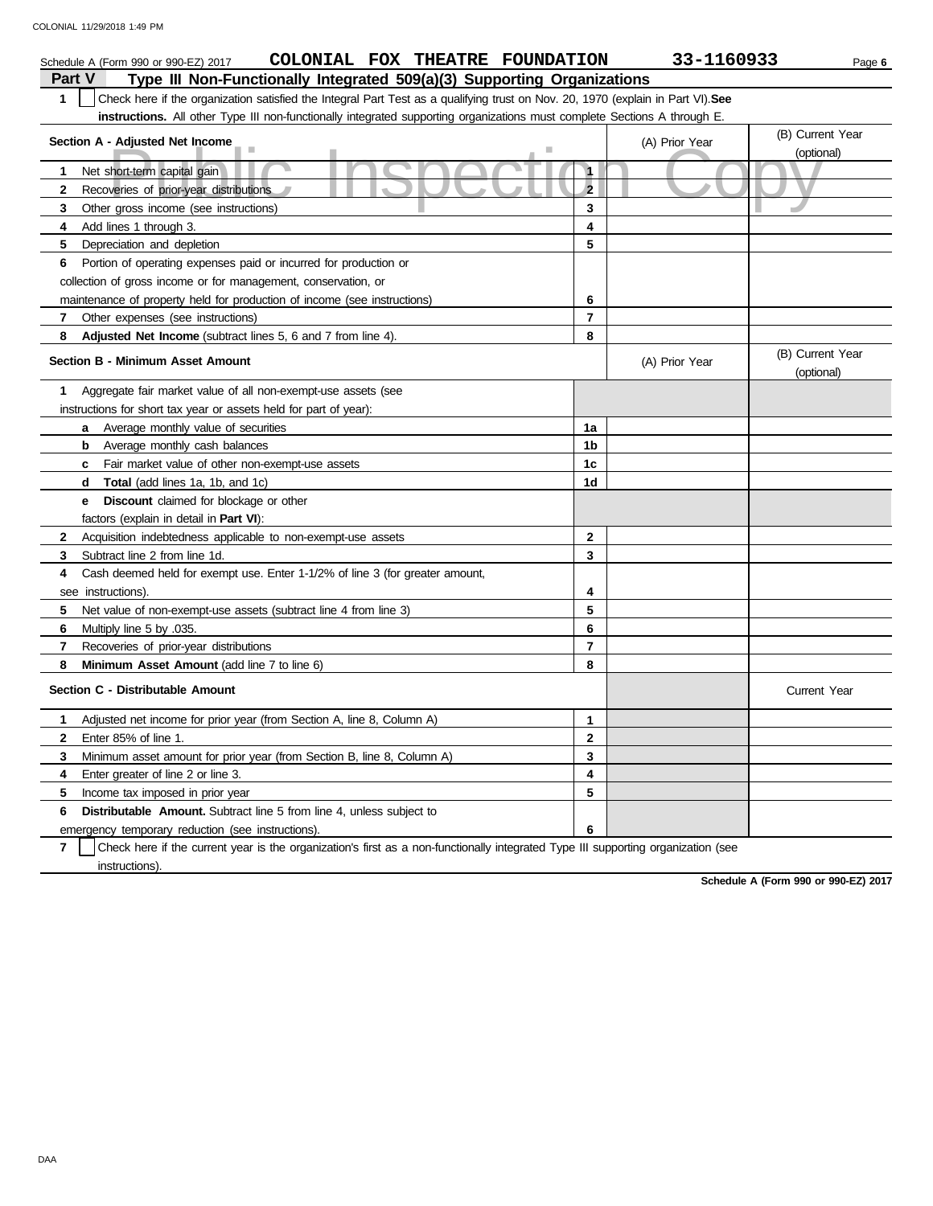Schedule A (Form 990 or 990-EZ) 2017 **COLONIAL FOX THEATRE FOUNDATION** **33-1160933**

## Part V Type III Non-Functionally Integrated 509(a)(3) Supporting Organizations

**1** ☐ Check here if the organization satisfied the Integral Part Test as a qualifying trust on Nov. 20, 1970 (explain in Part VI). **See instructions.** All other Type III non-functionally integrated supporting organizations must complete Sections A through E.

| Section A - Adjusted Net Income | | (A) Prior Year | (B) Current Year (optional) |
|---|---|---|---|
| **1** Net short-term capital gain | 1 | | |
| **2** Recoveries of prior-year distributions | 2 | | |
| **3** Other gross income (see instructions) | 3 | | |
| **4** Add lines 1 through 3. | 4 | | |
| **5** Depreciation and depletion | 5 | | |
| **6** Portion of operating expenses paid or incurred for production or collection of gross income or for management, conservation, or maintenance of property held for production of income (see instructions) | 6 | | |
| **7** Other expenses (see instructions) | 7 | | |
| **8** **Adjusted Net Income** (subtract lines 5, 6 and 7 from line 4). | 8 | | |

| Section B - Minimum Asset Amount | | (A) Prior Year | (B) Current Year (optional) |
|---|---|---|---|
| **1** Aggregate fair market value of all non-exempt-use assets (see instructions for short tax year or assets held for part of year): | | | |
| **a** Average monthly value of securities | 1a | | |
| **b** Average monthly cash balances | 1b | | |
| **c** Fair market value of other non-exempt-use assets | 1c | | |
| **d** **Total** (add lines 1a, 1b, and 1c) | 1d | | |
| **e** **Discount** claimed for blockage or other factors (explain in detail in **Part VI**): | | | |
| **2** Acquisition indebtedness applicable to non-exempt-use assets | 2 | | |
| **3** Subtract line 2 from line 1d. | 3 | | |
| **4** Cash deemed held for exempt use. Enter 1-1/2% of line 3 (for greater amount, see instructions). | 4 | | |
| **5** Net value of non-exempt-use assets (subtract line 4 from line 3) | 5 | | |
| **6** Multiply line 5 by .035. | 6 | | |
| **7** Recoveries of prior-year distributions | 7 | | |
| **8** **Minimum Asset Amount** (add line 7 to line 6) | 8 | | |

| Section C - Distributable Amount | | | Current Year |
|---|---|---|---|
| **1** Adjusted net income for prior year (from Section A, line 8, Column A) | 1 | | |
| **2** Enter 85% of line 1. | 2 | | |
| **3** Minimum asset amount for prior year (from Section B, line 8, Column A) | 3 | | |
| **4** Enter greater of line 2 or line 3. | 4 | | |
| **5** Income tax imposed in prior year | 5 | | |
| **6** **Distributable Amount.** Subtract line 5 from line 4, unless subject to emergency temporary reduction (see instructions). | 6 | | |

**7** ☐ Check here if the current year is the organization's first as a non-functionally integrated Type III supporting organization (see instructions).

**Schedule A (Form 990 or 990-EZ) 2017**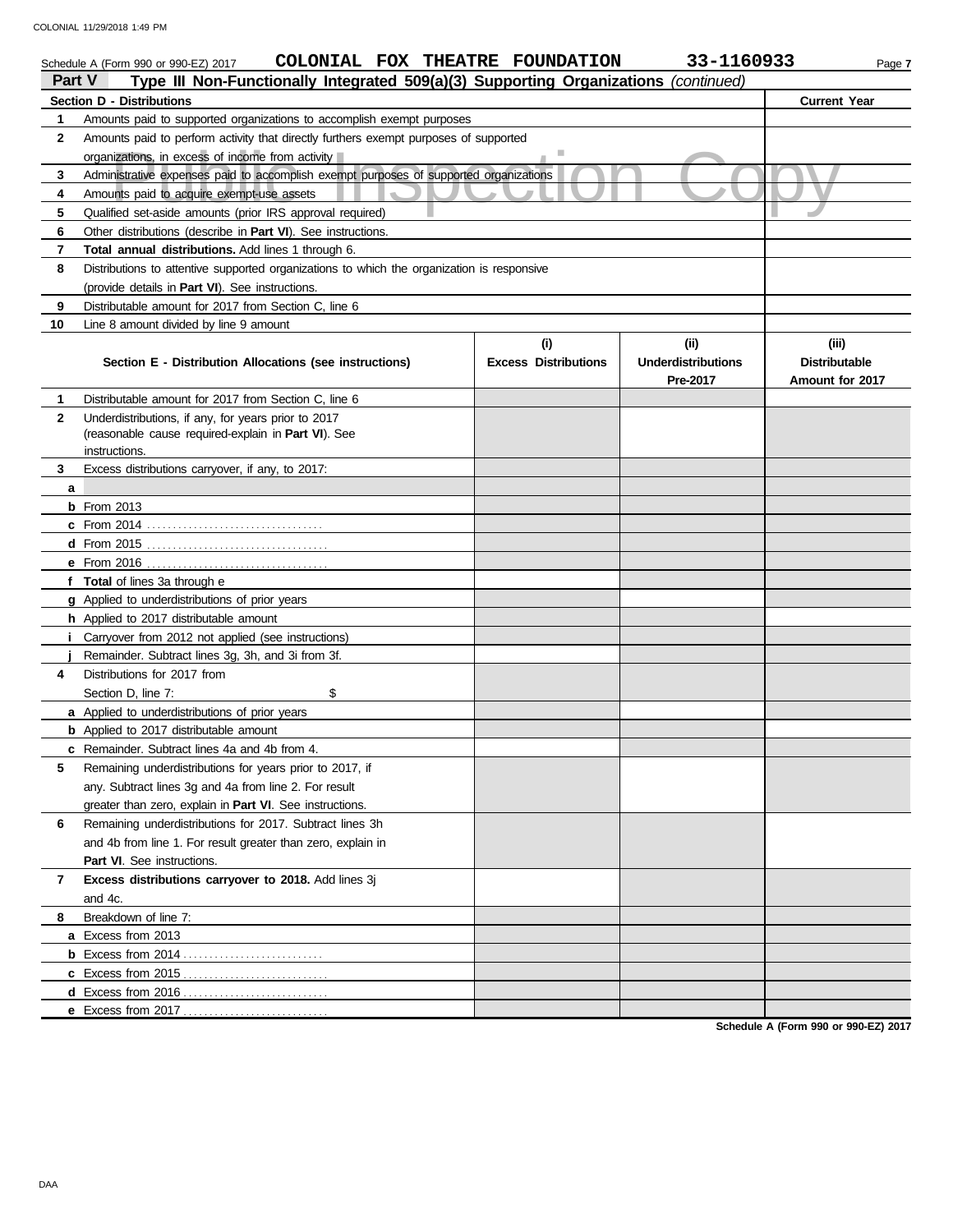Schedule A (Form 990 or 990-EZ) 2017 **COLONIAL FOX THEATRE FOUNDATION** **33-1160933**

**Part V** **Type III Non-Functionally Integrated 509(a)(3) Supporting Organizations** *(continued)*

| **Section D - Distributions** | | **Current Year** |
|---|---|---|
| 1 | Amounts paid to supported organizations to accomplish exempt purposes | |
| 2 | Amounts paid to perform activity that directly furthers exempt purposes of supported organizations, in excess of income from activity | |
| 3 | Administrative expenses paid to accomplish exempt purposes of supported organizations | |
| 4 | Amounts paid to acquire exempt-use assets | |
| 5 | Qualified set-aside amounts (prior IRS approval required) | |
| 6 | Other distributions (describe in **Part VI**). See instructions. | |
| 7 | **Total annual distributions.** Add lines 1 through 6. | |
| 8 | Distributions to attentive supported organizations to which the organization is responsive (provide details in **Part VI**). See instructions. | |
| 9 | Distributable amount for 2017 from Section C, line 6 | |
| 10 | Line 8 amount divided by line 9 amount | |

| | **Section E - Distribution Allocations (see instructions)** | **(i) Excess Distributions** | **(ii) Underdistributions Pre-2017** | **(iii) Distributable Amount for 2017** |
|---|---|---|---|---|
| 1 | Distributable amount for 2017 from Section C, line 6 | | | |
| 2 | Underdistributions, if any, for years prior to 2017 (reasonable cause required-explain in **Part VI**). See instructions. | | | |
| 3 | Excess distributions carryover, if any, to 2017: | | | |
| a | | | | |
| b | From 2013 | | | |
| c | From 2014 | | | |
| d | From 2015 | | | |
| e | From 2016 | | | |
| f | **Total** of lines 3a through e | | | |
| g | Applied to underdistributions of prior years | | | |
| h | Applied to 2017 distributable amount | | | |
| i | Carryover from 2012 not applied (see instructions) | | | |
| j | Remainder. Subtract lines 3g, 3h, and 3i from 3f. | | | |
| 4 | Distributions for 2017 from Section D, line 7: $ | | | |
| a | Applied to underdistributions of prior years | | | |
| b | Applied to 2017 distributable amount | | | |
| c | Remainder. Subtract lines 4a and 4b from 4. | | | |
| 5 | Remaining underdistributions for years prior to 2017, if any. Subtract lines 3g and 4a from line 2. For result greater than zero, explain in **Part VI**. See instructions. | | | |
| 6 | Remaining underdistributions for 2017. Subtract lines 3h and 4b from line 1. For result greater than zero, explain in **Part VI**. See instructions. | | | |
| 7 | **Excess distributions carryover to 2018.** Add lines 3j and 4c. | | | |
| 8 | Breakdown of line 7: | | | |
| a | Excess from 2013 | | | |
| b | Excess from 2014 | | | |
| c | Excess from 2015 | | | |
| d | Excess from 2016 | | | |
| e | Excess from 2017 | | | |

**Schedule A (Form 990 or 990-EZ) 2017**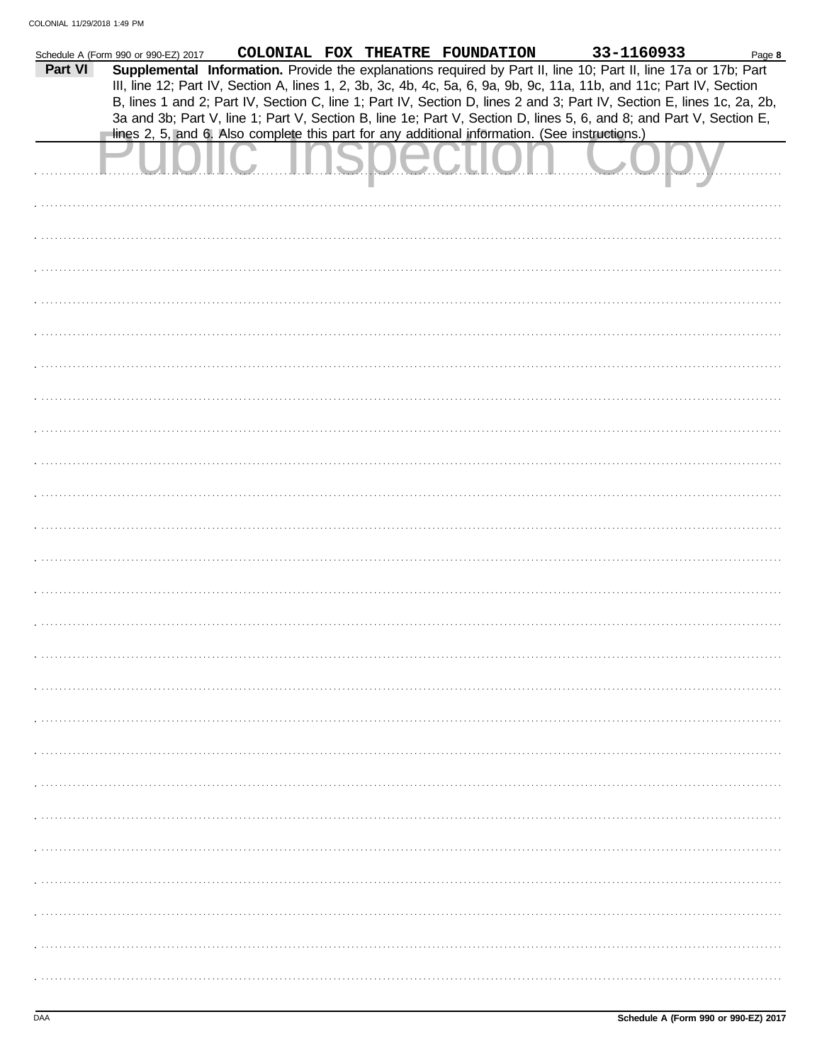Schedule A (Form 990 or 990-EZ) 2017 COLONIAL FOX THEATRE FOUNDATION 33-1160933 Page **8**

**Part VI** **Supplemental Information.** Provide the explanations required by Part II, line 10; Part II, line 17a or 17b; Part III, line 12; Part IV, Section A, lines 1, 2, 3b, 3c, 4b, 4c, 5a, 6, 9a, 9b, 9c, 11a, 11b, and 11c; Part IV, Section B, lines 1 and 2; Part IV, Section C, line 1; Part IV, Section D, lines 2 and 3; Part IV, Section E, lines 1c, 2a, 2b, 3a and 3b; Part V, line 1; Part V, Section B, line 1e; Part V, Section D, lines 5, 6, and 8; and Part V, Section E, lines 2, 5, and 6. Also complete this part for any additional information. (See instructions.)

Public Inspection Copy

DAA **Schedule A (Form 990 or 990-EZ) 2017**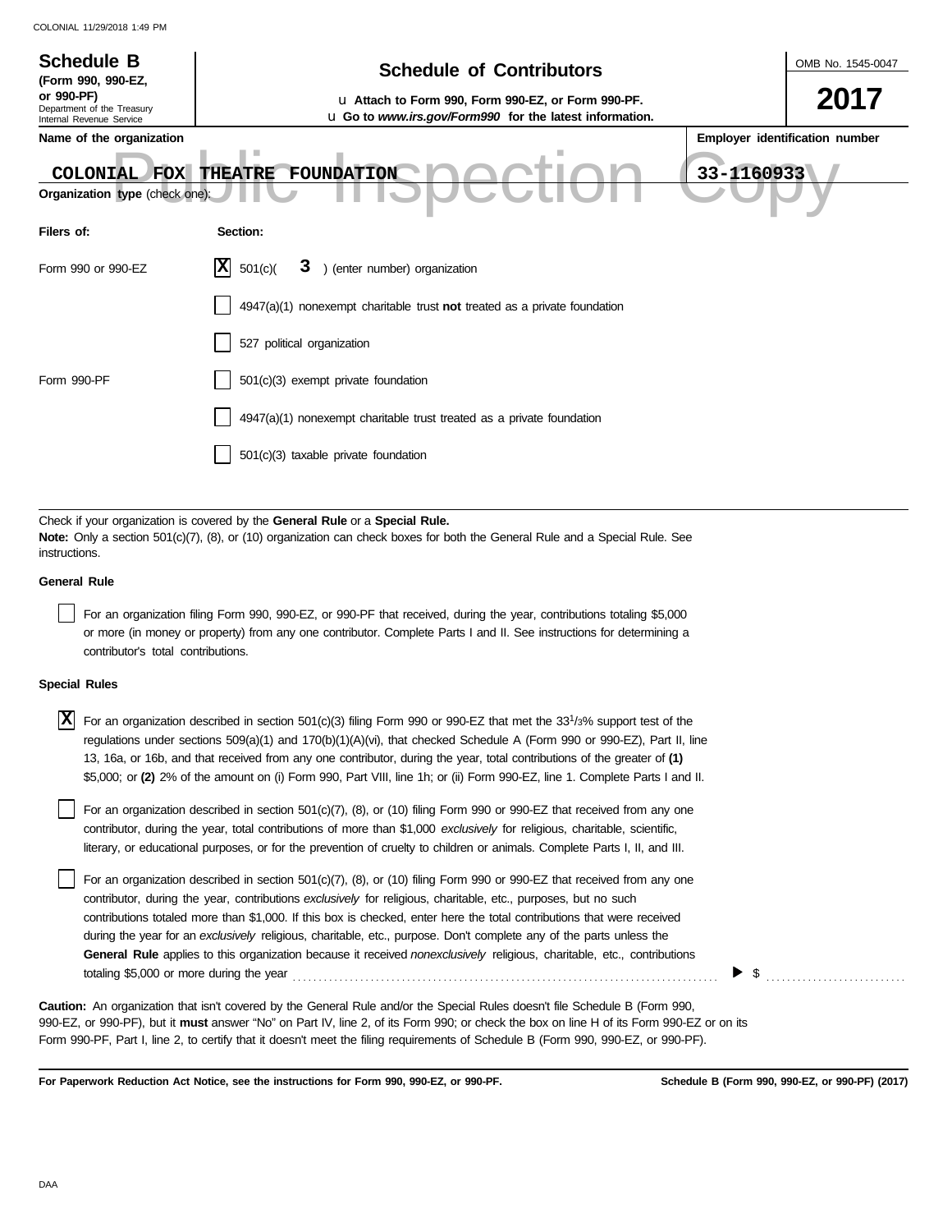**Schedule B**
**(Form 990, 990-EZ, or 990-PF)**
Department of the Treasury
Internal Revenue Service

# Schedule of Contributors

u Attach to Form 990, Form 990-EZ, or Form 990-PF.
u Go to *www.irs.gov/Form990* for the latest information.

OMB No. 1545-0047

**2017**

**Name of the organization**

COLONIAL FOX THEATRE FOUNDATION

**Employer identification number**

33-1160933

Public Inspection Copy

**Organization type** (check one):

| Filers of: | Section: |
|---|---|
| Form 990 or 990-EZ | [X] 501(c)( 3 ) (enter number) organization |
| | [ ] 4947(a)(1) nonexempt charitable trust **not** treated as a private foundation |
| | [ ] 527 political organization |
| Form 990-PF | [ ] 501(c)(3) exempt private foundation |
| | [ ] 4947(a)(1) nonexempt charitable trust treated as a private foundation |
| | [ ] 501(c)(3) taxable private foundation |

Check if your organization is covered by the **General Rule** or a **Special Rule.**
**Note:** Only a section 501(c)(7), (8), or (10) organization can check boxes for both the General Rule and a Special Rule. See instructions.

**General Rule**

[ ] For an organization filing Form 990, 990-EZ, or 990-PF that received, during the year, contributions totaling $5,000 or more (in money or property) from any one contributor. Complete Parts I and II. See instructions for determining a contributor's total contributions.

**Special Rules**

[X] For an organization described in section 501(c)(3) filing Form 990 or 990-EZ that met the 33 1/3% support test of the regulations under sections 509(a)(1) and 170(b)(1)(A)(vi), that checked Schedule A (Form 990 or 990-EZ), Part II, line 13, 16a, or 16b, and that received from any one contributor, during the year, total contributions of the greater of **(1)** $5,000; or **(2)** 2% of the amount on (i) Form 990, Part VIII, line 1h; or (ii) Form 990-EZ, line 1. Complete Parts I and II.

[ ] For an organization described in section 501(c)(7), (8), or (10) filing Form 990 or 990-EZ that received from any one contributor, during the year, total contributions of more than $1,000 *exclusively* for religious, charitable, scientific, literary, or educational purposes, or for the prevention of cruelty to children or animals. Complete Parts I, II, and III.

[ ] For an organization described in section 501(c)(7), (8), or (10) filing Form 990 or 990-EZ that received from any one contributor, during the year, contributions *exclusively* for religious, charitable, etc., purposes, but no such contributions totaled more than $1,000. If this box is checked, enter here the total contributions that were received during the year for an *exclusively* religious, charitable, etc., purpose. Don't complete any of the parts unless the **General Rule** applies to this organization because it received *nonexclusively* religious, charitable, etc., contributions totaling $5,000 or more during the year . . . . . . . . . . ▶ $ . . . . . . . . . .

**Caution:** An organization that isn't covered by the General Rule and/or the Special Rules doesn't file Schedule B (Form 990, 990-EZ, or 990-PF), but it **must** answer "No" on Part IV, line 2, of its Form 990; or check the box on line H of its Form 990-EZ or on its Form 990-PF, Part I, line 2, to certify that it doesn't meet the filing requirements of Schedule B (Form 990, 990-EZ, or 990-PF).

**For Paperwork Reduction Act Notice, see the instructions for Form 990, 990-EZ, or 990-PF.**

**Schedule B (Form 990, 990-EZ, or 990-PF) (2017)**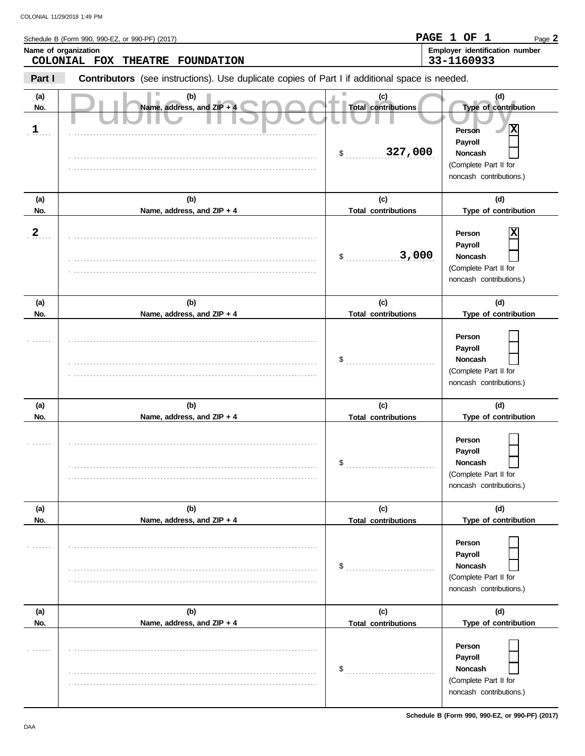Schedule B (Form 990, 990-EZ, or 990-PF) (2017)

**Name of organization**
COLONIAL FOX THEATRE FOUNDATION

**Employer identification number**
33-1160933

**Part I** **Contributors** (see instructions). Use duplicate copies of Part I if additional space is needed.

Public Inspection Copy

| (a) No. | (b) Name, address, and ZIP + 4 | (c) Total contributions | (d) Type of contribution |
|---|---|---|---|
| 1 | | $ 327,000 | Person [X] Payroll [ ] Noncash [ ] (Complete Part II for noncash contributions.) |
| 2 | | $ 3,000 | Person [X] Payroll [ ] Noncash [ ] (Complete Part II for noncash contributions.) |
| | | $ | Person [ ] Payroll [ ] Noncash [ ] (Complete Part II for noncash contributions.) |
| | | $ | Person [ ] Payroll [ ] Noncash [ ] (Complete Part II for noncash contributions.) |
| | | $ | Person [ ] Payroll [ ] Noncash [ ] (Complete Part II for noncash contributions.) |
| | | $ | Person [ ] Payroll [ ] Noncash [ ] (Complete Part II for noncash contributions.) |

Schedule B (Form 990, 990-EZ, or 990-PF) (2017)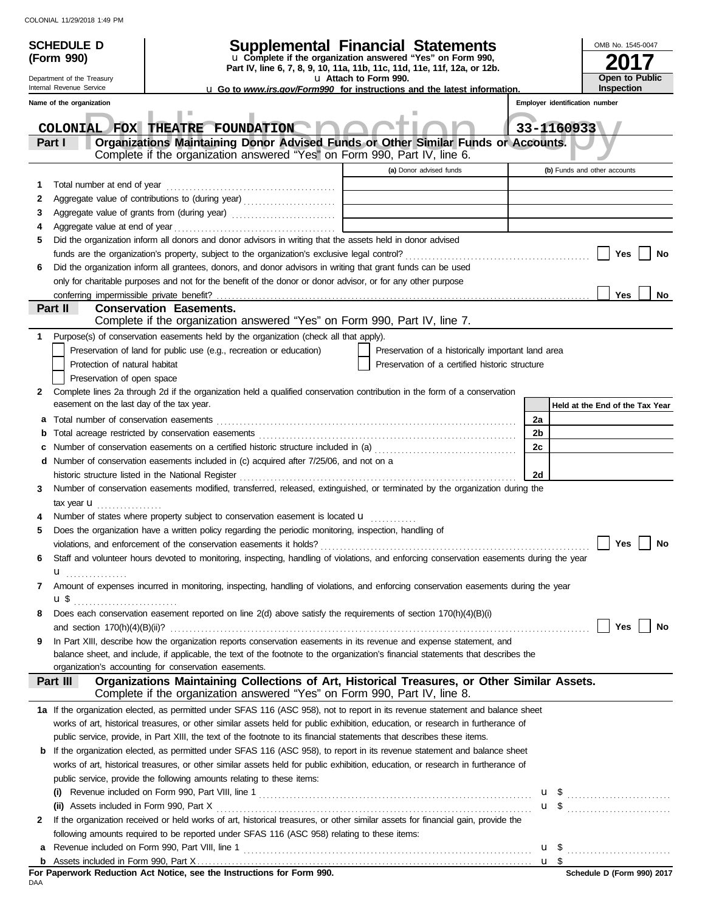COLONIAL 11/29/2018 1:49 PM

**SCHEDULE D (Form 990)**

Department of the Treasury
Internal Revenue Service

# Supplemental Financial Statements

u Complete if the organization answered "Yes" on Form 990, Part IV, line 6, 7, 8, 9, 10, 11a, 11b, 11c, 11d, 11e, 11f, 12a, or 12b.
u Attach to Form 990.
u Go to *www.irs.gov/Form990* for instructions and the latest information.

OMB No. 1545-0047
**2017**
**Open to Public Inspection**

Name of the organization: **COLONIAL FOX THEATRE FOUNDATION**
Employer identification number: **33-1160933**

Public Inspection Copy

## Part I Organizations Maintaining Donor Advised Funds or Other Similar Funds or Accounts.
Complete if the organization answered "Yes" on Form 990, Part IV, line 6.

| | | (a) Donor advised funds | (b) Funds and other accounts |
|---|---|---|---|
| 1 | Total number at end of year | | |
| 2 | Aggregate value of contributions to (during year) | | |
| 3 | Aggregate value of grants from (during year) | | |
| 4 | Aggregate value at end of year | | |

5 Did the organization inform all donors and donor advisors in writing that the assets held in donor advised funds are the organization's property, subject to the organization's exclusive legal control? ☐ Yes ☐ No

6 Did the organization inform all grantees, donors, and donor advisors in writing that grant funds can be used only for charitable purposes and not for the benefit of the donor or donor advisor, or for any other purpose conferring impermissible private benefit? ☐ Yes ☐ No

## Part II Conservation Easements.
Complete if the organization answered "Yes" on Form 990, Part IV, line 7.

1 Purpose(s) of conservation easements held by the organization (check all that apply).

☐ Preservation of land for public use (e.g., recreation or education)
☐ Protection of natural habitat
☐ Preservation of open space
☐ Preservation of a historically important land area
☐ Preservation of a certified historic structure

2 Complete lines 2a through 2d if the organization held a qualified conservation contribution in the form of a conservation easement on the last day of the tax year.

| | | | Held at the End of the Tax Year |
|---|---|---|---|
| a | Total number of conservation easements | 2a | |
| b | Total acreage restricted by conservation easements | 2b | |
| c | Number of conservation easements on a certified historic structure included in (a) | 2c | |
| d | Number of conservation easements included in (c) acquired after 7/25/06, and not on a historic structure listed in the National Register | 2d | |

3 Number of conservation easements modified, transferred, released, extinguished, or terminated by the organization during the tax year u

4 Number of states where property subject to conservation easement is located u

5 Does the organization have a written policy regarding the periodic monitoring, inspection, handling of violations, and enforcement of the conservation easements it holds? ☐ Yes ☐ No

6 Staff and volunteer hours devoted to monitoring, inspecting, handling of violations, and enforcing conservation easements during the year u

7 Amount of expenses incurred in monitoring, inspecting, handling of violations, and enforcing conservation easements during the year u $

8 Does each conservation easement reported on line 2(d) above satisfy the requirements of section 170(h)(4)(B)(i) and section 170(h)(4)(B)(ii)? ☐ Yes ☐ No

9 In Part XIII, describe how the organization reports conservation easements in its revenue and expense statement, and balance sheet, and include, if applicable, the text of the footnote to the organization's financial statements that describes the organization's accounting for conservation easements.

## Part III Organizations Maintaining Collections of Art, Historical Treasures, or Other Similar Assets.
Complete if the organization answered "Yes" on Form 990, Part IV, line 8.

1a If the organization elected, as permitted under SFAS 116 (ASC 958), not to report in its revenue statement and balance sheet works of art, historical treasures, or other similar assets held for public exhibition, education, or research in furtherance of public service, provide, in Part XIII, the text of the footnote to its financial statements that describes these items.

b If the organization elected, as permitted under SFAS 116 (ASC 958), to report in its revenue statement and balance sheet works of art, historical treasures, or other similar assets held for public exhibition, education, or research in furtherance of public service, provide the following amounts relating to these items:

(i) Revenue included on Form 990, Part VIII, line 1 u $

(ii) Assets included in Form 990, Part X u $

2 If the organization received or held works of art, historical treasures, or other similar assets for financial gain, provide the following amounts required to be reported under SFAS 116 (ASC 958) relating to these items:

a Revenue included on Form 990, Part VIII, line 1 u $

b Assets included in Form 990, Part X u $

**For Paperwork Reduction Act Notice, see the Instructions for Form 990.** **Schedule D (Form 990) 2017**

DAA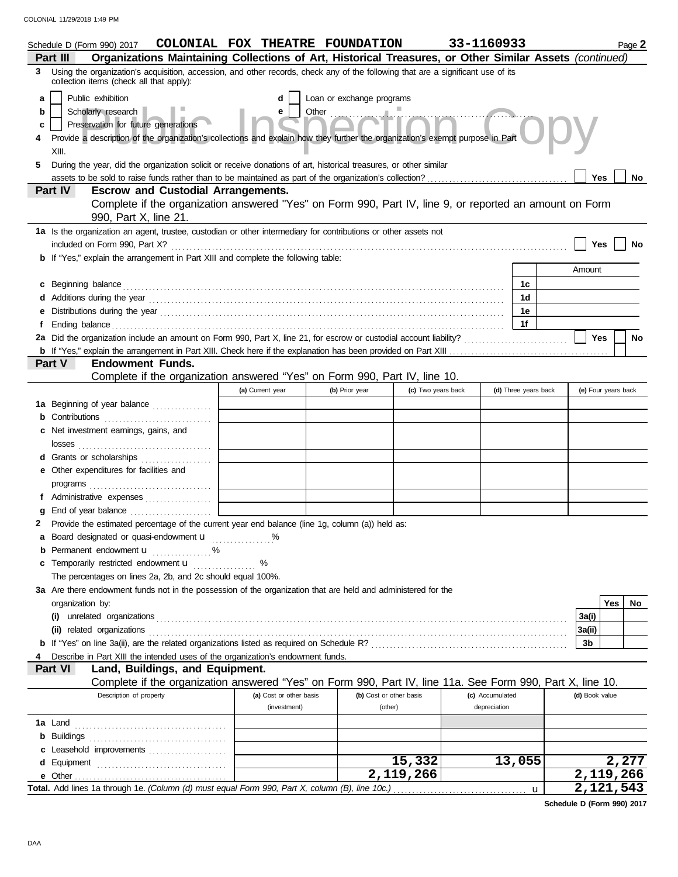Schedule D (Form 990) 2017 COLONIAL FOX THEATRE FOUNDATION 33-1160933 Page 2

## Part III Organizations Maintaining Collections of Art, Historical Treasures, or Other Similar Assets *(continued)*

3 Using the organization's acquisition, accession, and other records, check any of the following that are a significant use of its collection items (check all that apply):

a ☐ Public exhibition  d ☐ Loan or exchange programs
b ☐ Scholarly research  e ☐ Other
c ☐ Preservation for future generations

4 Provide a description of the organization's collections and explain how they further the organization's exempt purpose in Part XIII.

5 During the year, did the organization solicit or receive donations of art, historical treasures, or other similar assets to be sold to raise funds rather than to be maintained as part of the organization's collection? ☐ Yes ☐ No

## Part IV Escrow and Custodial Arrangements.

Complete if the organization answered "Yes" on Form 990, Part IV, line 9, or reported an amount on Form 990, Part X, line 21.

1a Is the organization an agent, trustee, custodian or other intermediary for contributions or other assets not included on Form 990, Part X? ☐ Yes ☐ No

b If "Yes," explain the arrangement in Part XIII and complete the following table:

| | | Amount |
|---|---|---|
| c Beginning balance | 1c | |
| d Additions during the year | 1d | |
| e Distributions during the year | 1e | |
| f Ending balance | 1f | |

2a Did the organization include an amount on Form 990, Part X, line 21, for escrow or custodial account liability? ☐ Yes ☐ No

b If "Yes," explain the arrangement in Part XIII. Check here if the explanation has been provided on Part XIII ☐

## Part V Endowment Funds.

Complete if the organization answered "Yes" on Form 990, Part IV, line 10.

| | (a) Current year | (b) Prior year | (c) Two years back | (d) Three years back | (e) Four years back |
|---|---|---|---|---|---|
| 1a Beginning of year balance | | | | | |
| b Contributions | | | | | |
| c Net investment earnings, gains, and losses | | | | | |
| d Grants or scholarships | | | | | |
| e Other expenditures for facilities and programs | | | | | |
| f Administrative expenses | | | | | |
| g End of year balance | | | | | |

2 Provide the estimated percentage of the current year end balance (line 1g, column (a)) held as:

a Board designated or quasi-endowment u ______ %

b Permanent endowment u ______ %

c Temporarily restricted endowment u ______ %

The percentages on lines 2a, 2b, and 2c should equal 100%.

3a Are there endowment funds not in the possession of the organization that are held and administered for the organization by:

| | | Yes | No |
|---|---|---|---|
| (i) unrelated organizations | 3a(i) | | |
| (ii) related organizations | 3a(ii) | | |
| b If "Yes" on line 3a(ii), are the related organizations listed as required on Schedule R? | 3b | | |

4 Describe in Part XIII the intended uses of the organization's endowment funds.

## Part VI Land, Buildings, and Equipment.

Complete if the organization answered "Yes" on Form 990, Part IV, line 11a. See Form 990, Part X, line 10.

| Description of property | (a) Cost or other basis (investment) | (b) Cost or other basis (other) | (c) Accumulated depreciation | (d) Book value |
|---|---|---|---|---|
| 1a Land | | | | |
| b Buildings | | | | |
| c Leasehold improvements | | | | |
| d Equipment | | 15,332 | 13,055 | 2,277 |
| e Other | | 2,119,266 | | 2,119,266 |
| **Total.** Add lines 1a through 1e. *(Column (d) must equal Form 990, Part X, column (B), line 10c.)* u | | | | 2,121,543 |

Schedule D (Form 990) 2017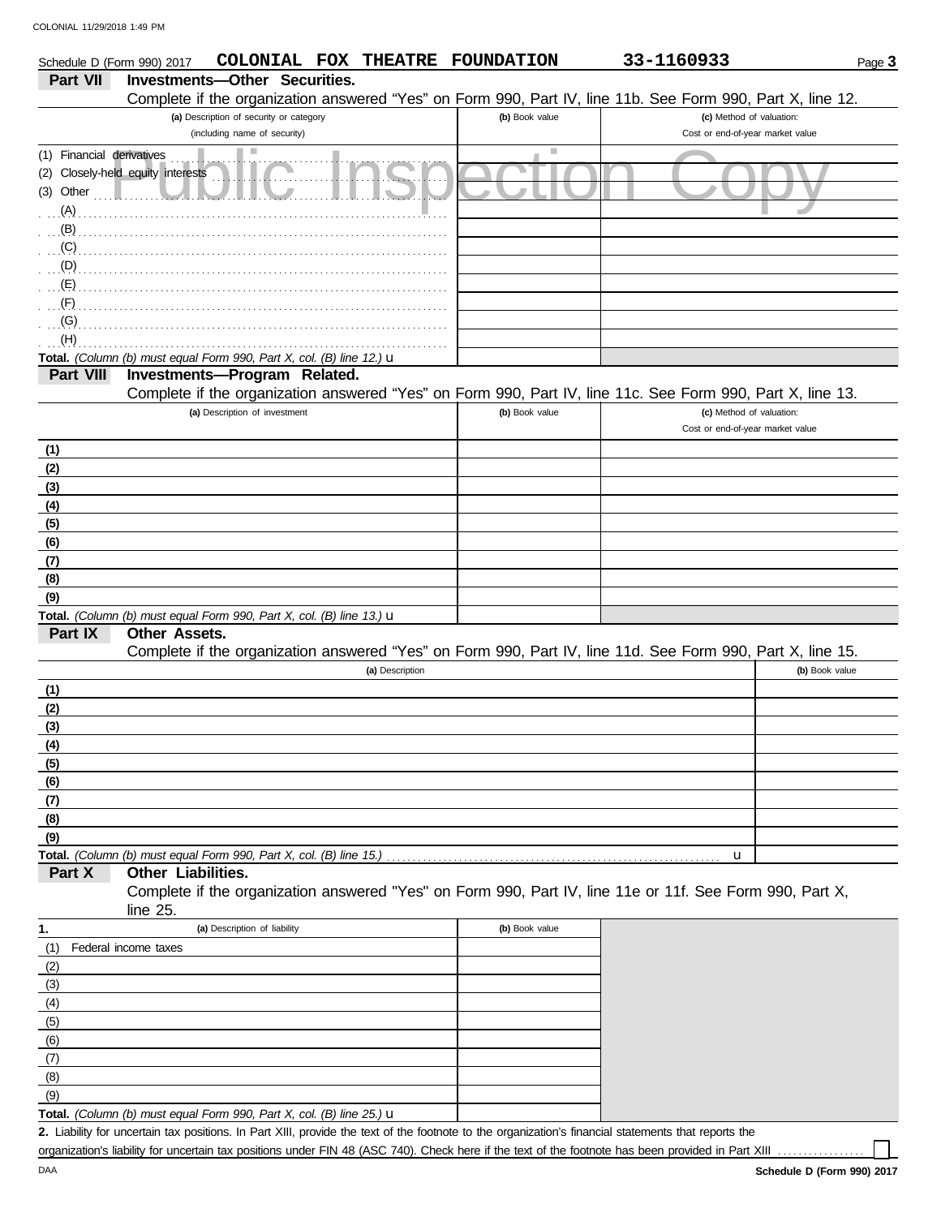Schedule D (Form 990) 2017 **COLONIAL FOX THEATRE FOUNDATION** **33-1160933** Page **3**

## Part VII Investments—Other Securities.

Complete if the organization answered "Yes" on Form 990, Part IV, line 11b. See Form 990, Part X, line 12.

| (a) Description of security or category (including name of security) | (b) Book value | (c) Method of valuation: Cost or end-of-year market value |
|---|---|---|
| (1) Financial derivatives | | |
| (2) Closely-held equity interests | | |
| (3) Other | | |
| (A) | | |
| (B) | | |
| (C) | | |
| (D) | | |
| (E) | | |
| (F) | | |
| (G) | | |
| (H) | | |
| **Total.** *(Column (b) must equal Form 990, Part X, col. (B) line 12.)* u | | |

## Part VIII Investments—Program Related.

Complete if the organization answered "Yes" on Form 990, Part IV, line 11c. See Form 990, Part X, line 13.

| (a) Description of investment | (b) Book value | (c) Method of valuation: Cost or end-of-year market value |
|---|---|---|
| **(1)** | | |
| **(2)** | | |
| **(3)** | | |
| **(4)** | | |
| **(5)** | | |
| **(6)** | | |
| **(7)** | | |
| **(8)** | | |
| **(9)** | | |
| **Total.** *(Column (b) must equal Form 990, Part X, col. (B) line 13.)* u | | |

## Part IX Other Assets.

Complete if the organization answered "Yes" on Form 990, Part IV, line 11d. See Form 990, Part X, line 15.

| (a) Description | (b) Book value |
|---|---|
| **(1)** | |
| **(2)** | |
| **(3)** | |
| **(4)** | |
| **(5)** | |
| **(6)** | |
| **(7)** | |
| **(8)** | |
| **(9)** | |
| **Total.** *(Column (b) must equal Form 990, Part X, col. (B) line 15.)* u | |

## Part X Other Liabilities.

Complete if the organization answered "Yes" on Form 990, Part IV, line 11e or 11f. See Form 990, Part X, line 25.

| 1. (a) Description of liability | (b) Book value |
|---|---|
| (1) Federal income taxes | |
| (2) | |
| (3) | |
| (4) | |
| (5) | |
| (6) | |
| (7) | |
| (8) | |
| (9) | |
| **Total.** *(Column (b) must equal Form 990, Part X, col. (B) line 25.)* u | |

**2.** Liability for uncertain tax positions. In Part XIII, provide the text of the footnote to the organization's financial statements that reports the organization's liability for uncertain tax positions under FIN 48 (ASC 740). Check here if the text of the footnote has been provided in Part XIII ☐

**Schedule D (Form 990) 2017**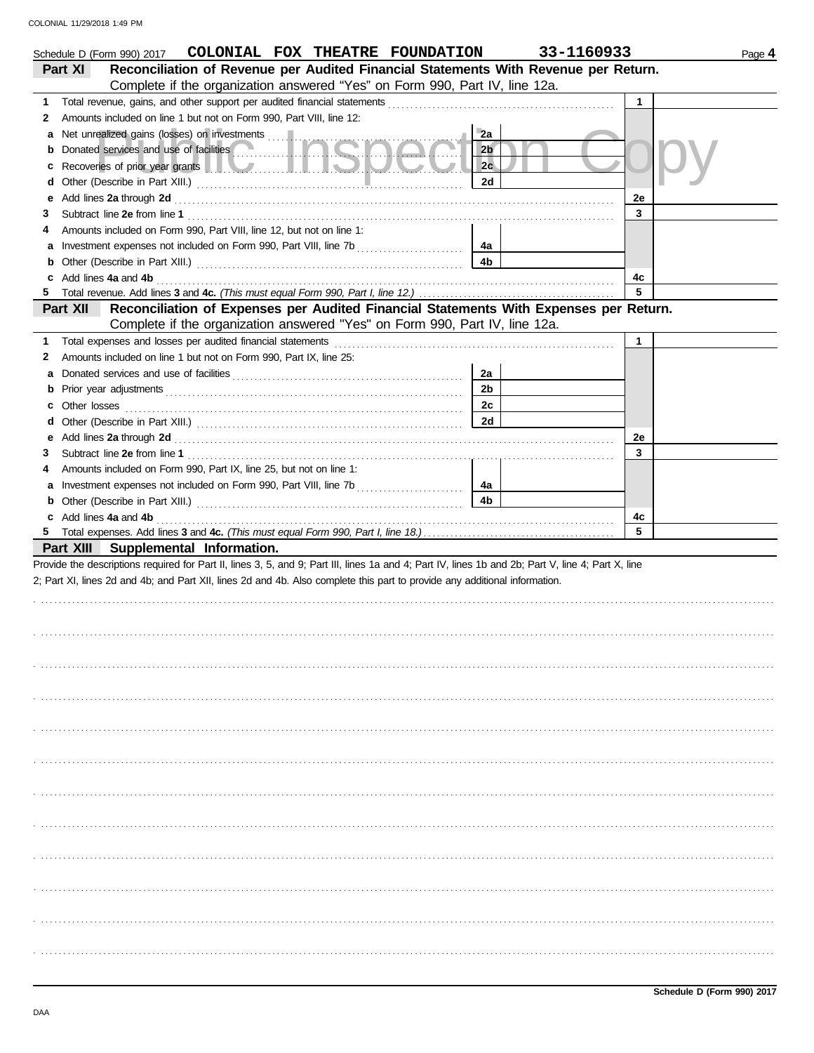Schedule D (Form 990) 2017 **COLONIAL FOX THEATRE FOUNDATION** 33-1160933

## Part XI Reconciliation of Revenue per Audited Financial Statements With Revenue per Return.

Complete if the organization answered "Yes" on Form 990, Part IV, line 12a.

| | | | | | |
|---|---|---|---|---|---|
| **1** | Total revenue, gains, and other support per audited financial statements | | | 1 | |
| **2** | Amounts included on line 1 but not on Form 990, Part VIII, line 12: | | | | |
| **a** | Net unrealized gains (losses) on investments | 2a | | | |
| **b** | Donated services and use of facilities | 2b | | | |
| **c** | Recoveries of prior year grants | 2c | | | |
| **d** | Other (Describe in Part XIII.) | 2d | | | |
| **e** | Add lines **2a** through **2d** | | | 2e | |
| **3** | Subtract line **2e** from line **1** | | | 3 | |
| **4** | Amounts included on Form 990, Part VIII, line 12, but not on line 1: | | | | |
| **a** | Investment expenses not included on Form 990, Part VIII, line 7b | 4a | | | |
| **b** | Other (Describe in Part XIII.) | 4b | | | |
| **c** | Add lines **4a** and **4b** | | | 4c | |
| **5** | Total revenue. Add lines **3** and **4c.** *(This must equal Form 990, Part I, line 12.)* | | | 5 | |

## Part XII Reconciliation of Expenses per Audited Financial Statements With Expenses per Return.

Complete if the organization answered "Yes" on Form 990, Part IV, line 12a.

| | | | | | |
|---|---|---|---|---|---|
| **1** | Total expenses and losses per audited financial statements | | | 1 | |
| **2** | Amounts included on line 1 but not on Form 990, Part IX, line 25: | | | | |
| **a** | Donated services and use of facilities | 2a | | | |
| **b** | Prior year adjustments | 2b | | | |
| **c** | Other losses | 2c | | | |
| **d** | Other (Describe in Part XIII.) | 2d | | | |
| **e** | Add lines **2a** through **2d** | | | 2e | |
| **3** | Subtract line **2e** from line **1** | | | 3 | |
| **4** | Amounts included on Form 990, Part IX, line 25, but not on line 1: | | | | |
| **a** | Investment expenses not included on Form 990, Part VIII, line 7b | 4a | | | |
| **b** | Other (Describe in Part XIII.) | 4b | | | |
| **c** | Add lines **4a** and **4b** | | | 4c | |
| **5** | Total expenses. Add lines **3** and **4c.** *(This must equal Form 990, Part I, line 18.)* | | | 5 | |

## Part XIII Supplemental Information.

Provide the descriptions required for Part II, lines 3, 5, and 9; Part III, lines 1a and 4; Part IV, lines 1b and 2b; Part V, line 4; Part X, line 2; Part XI, lines 2d and 4b; and Part XII, lines 2d and 4b. Also complete this part to provide any additional information.

**Schedule D (Form 990) 2017**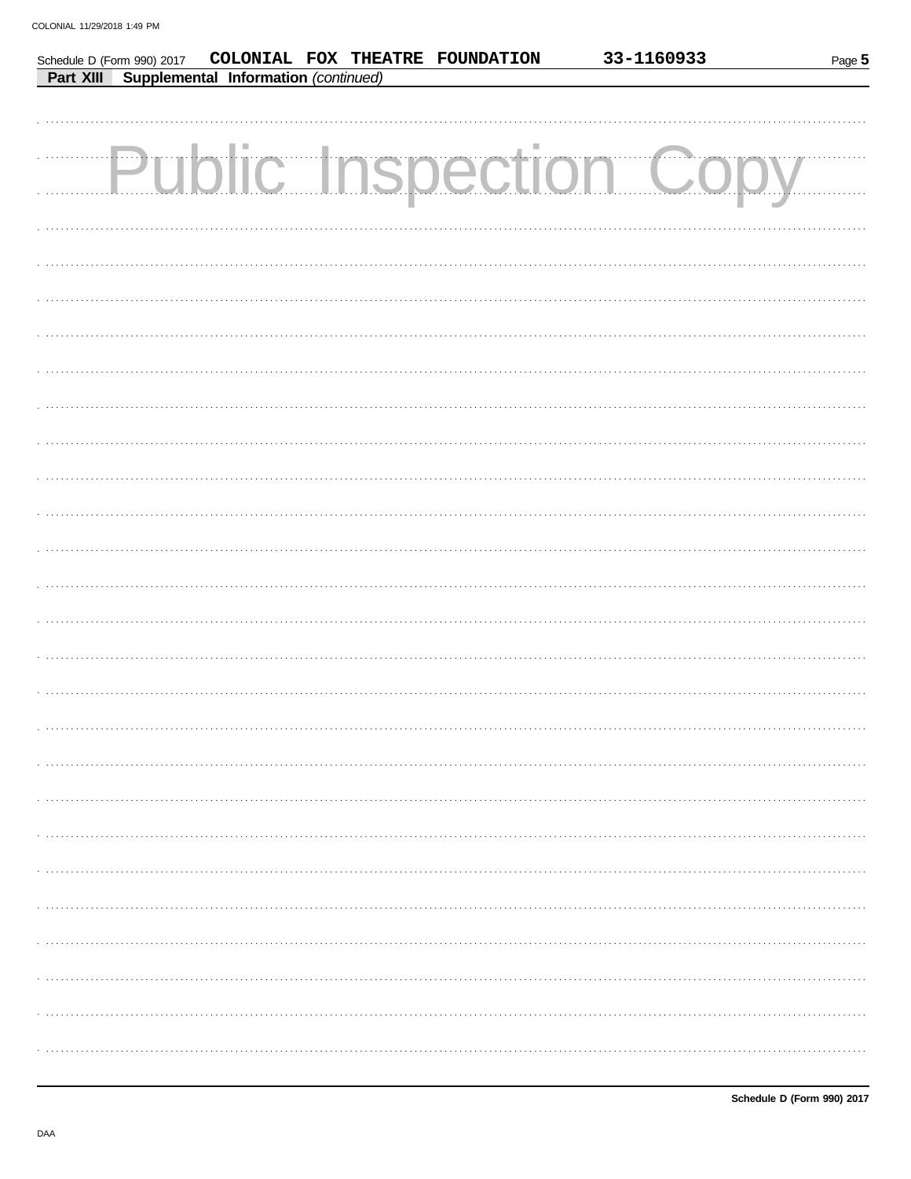Schedule D (Form 990) 2017 COLONIAL FOX THEATRE FOUNDATION 33-1160933

**Part XIII Supplemental Information** *(continued)*

Public Inspection Copy

Schedule D (Form 990) 2017

DAA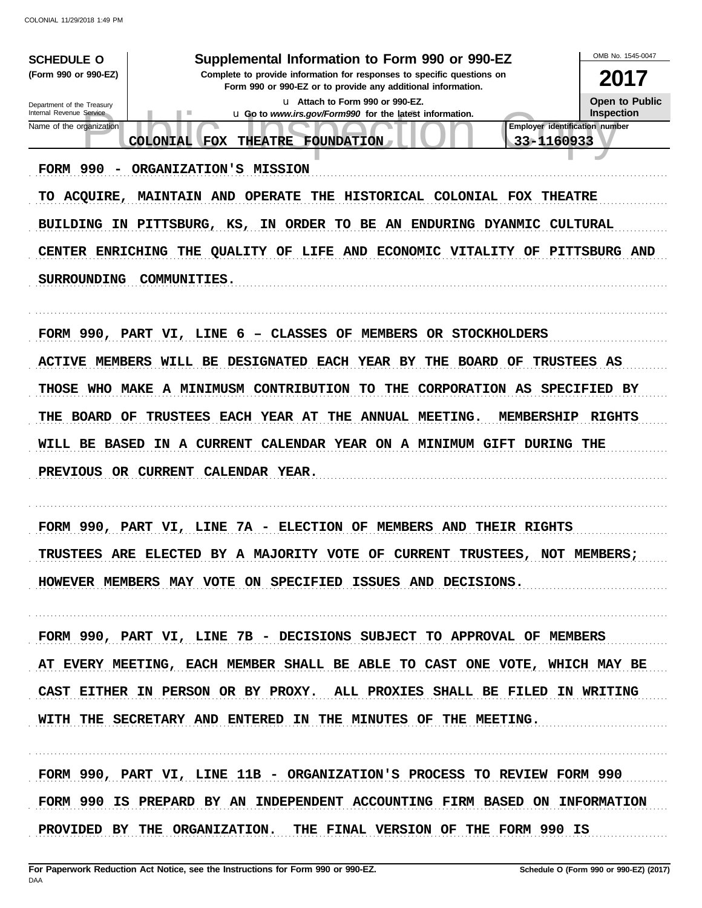**SCHEDULE O**
**(Form 990 or 990-EZ)**

Department of the Treasury
Internal Revenue Service

# Supplemental Information to Form 990 or 990-EZ

**Complete to provide information for responses to specific questions on Form 990 or 990-EZ or to provide any additional information.**

u Attach to Form 990 or 990-EZ.
u Go to *www.irs.gov/Form990* for the latest information.

OMB No. 1545-0047

**2017**

**Open to Public Inspection**

| Name of the organization | Employer identification number |
|---|---|
| COLONIAL FOX THEATRE FOUNDATION | 33-1160933 |

FORM 990 - ORGANIZATION'S MISSION

TO ACQUIRE, MAINTAIN AND OPERATE THE HISTORICAL COLONIAL FOX THEATRE BUILDING IN PITTSBURG, KS, IN ORDER TO BE AN ENDURING DYANMIC CULTURAL CENTER ENRICHING THE QUALITY OF LIFE AND ECONOMIC VITALITY OF PITTSBURG AND SURROUNDING COMMUNITIES.

FORM 990, PART VI, LINE 6 – CLASSES OF MEMBERS OR STOCKHOLDERS

ACTIVE MEMBERS WILL BE DESIGNATED EACH YEAR BY THE BOARD OF TRUSTEES AS THOSE WHO MAKE A MINIMUSM CONTRIBUTION TO THE CORPORATION AS SPECIFIED BY THE BOARD OF TRUSTEES EACH YEAR AT THE ANNUAL MEETING. MEMBERSHIP RIGHTS WILL BE BASED IN A CURRENT CALENDAR YEAR ON A MINIMUM GIFT DURING THE PREVIOUS OR CURRENT CALENDAR YEAR.

FORM 990, PART VI, LINE 7A - ELECTION OF MEMBERS AND THEIR RIGHTS

TRUSTEES ARE ELECTED BY A MAJORITY VOTE OF CURRENT TRUSTEES, NOT MEMBERS; HOWEVER MEMBERS MAY VOTE ON SPECIFIED ISSUES AND DECISIONS.

FORM 990, PART VI, LINE 7B - DECISIONS SUBJECT TO APPROVAL OF MEMBERS

AT EVERY MEETING, EACH MEMBER SHALL BE ABLE TO CAST ONE VOTE, WHICH MAY BE CAST EITHER IN PERSON OR BY PROXY. ALL PROXIES SHALL BE FILED IN WRITING WITH THE SECRETARY AND ENTERED IN THE MINUTES OF THE MEETING.

FORM 990, PART VI, LINE 11B - ORGANIZATION'S PROCESS TO REVIEW FORM 990

FORM 990 IS PREPARD BY AN INDEPENDENT ACCOUNTING FIRM BASED ON INFORMATION PROVIDED BY THE ORGANIZATION. THE FINAL VERSION OF THE FORM 990 IS

**For Paperwork Reduction Act Notice, see the Instructions for Form 990 or 990-EZ.**
DAA
**Schedule O (Form 990 or 990-EZ) (2017)**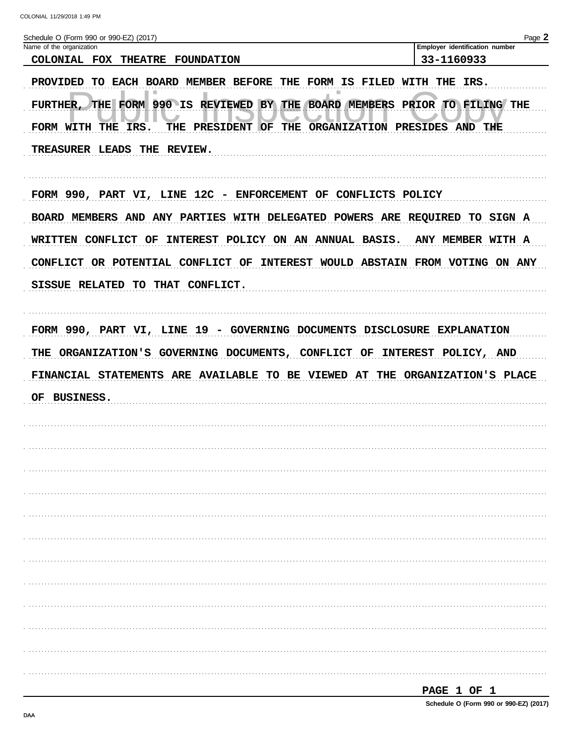Schedule O (Form 990 or 990-EZ) (2017)

| Name of the organization | Employer identification number |
| --- | --- |
| COLONIAL FOX THEATRE FOUNDATION | 33-1160933 |

PROVIDED TO EACH BOARD MEMBER BEFORE THE FORM IS FILED WITH THE IRS. FURTHER, THE FORM 990 IS REVIEWED BY THE BOARD MEMBERS PRIOR TO FILING THE FORM WITH THE IRS. THE PRESIDENT OF THE ORGANIZATION PRESIDES AND THE TREASURER LEADS THE REVIEW.

FORM 990, PART VI, LINE 12C - ENFORCEMENT OF CONFLICTS POLICY

BOARD MEMBERS AND ANY PARTIES WITH DELEGATED POWERS ARE REQUIRED TO SIGN A WRITTEN CONFLICT OF INTEREST POLICY ON AN ANNUAL BASIS. ANY MEMBER WITH A CONFLICT OR POTENTIAL CONFLICT OF INTEREST WOULD ABSTAIN FROM VOTING ON ANY SISSUE RELATED TO THAT CONFLICT.

FORM 990, PART VI, LINE 19 - GOVERNING DOCUMENTS DISCLOSURE EXPLANATION

THE ORGANIZATION'S GOVERNING DOCUMENTS, CONFLICT OF INTEREST POLICY, AND FINANCIAL STATEMENTS ARE AVAILABLE TO BE VIEWED AT THE ORGANIZATION'S PLACE OF BUSINESS.

PAGE 1 OF 1

Schedule O (Form 990 or 990-EZ) (2017)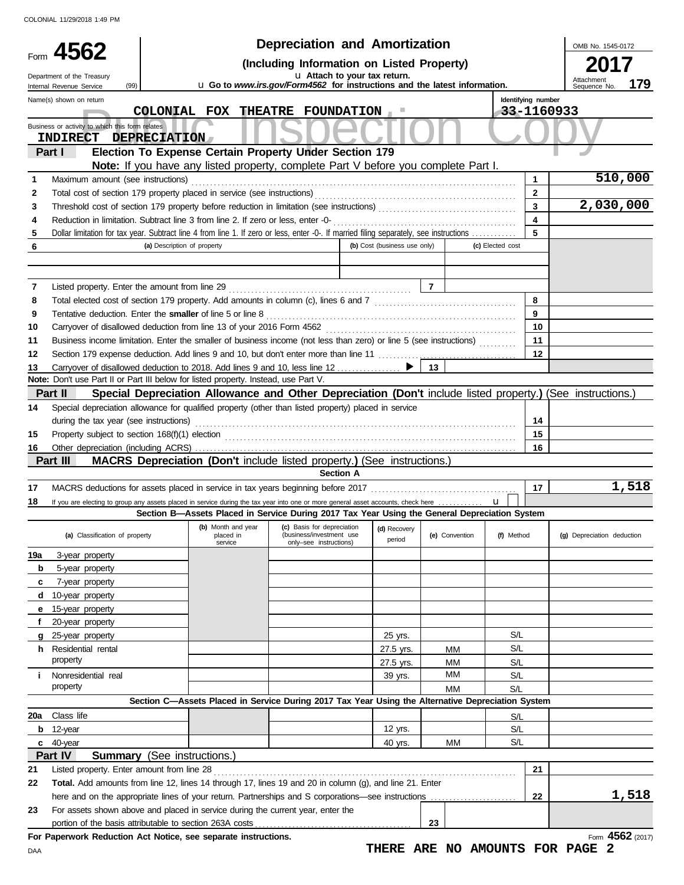COLONIAL 11/29/2018 1:49 PM

Form **4562**

Department of the Treasury
Internal Revenue Service (99)

# Depreciation and Amortization

**(Including Information on Listed Property)**

u Attach to your tax return.

u Go to *www.irs.gov/Form4562* for instructions and the latest information.

OMB No. 1545-0172

**2017**

Attachment Sequence No. **179**

Public Inspection Copy

| Name(s) shown on return | Identifying number |
|---|---|
| COLONIAL FOX THEATRE FOUNDATION | 33-1160933 |

Business or activity to which this form relates
INDIRECT DEPRECIATION

## Part I Election To Expense Certain Property Under Section 179

**Note:** If you have any listed property, complete Part V before you complete Part I.

| | | | |
|---|---|---|---|
| 1 | Maximum amount (see instructions) | 1 | 510,000 |
| 2 | Total cost of section 179 property placed in service (see instructions) | 2 | |
| 3 | Threshold cost of section 179 property before reduction in limitation (see instructions) | 3 | 2,030,000 |
| 4 | Reduction in limitation. Subtract line 3 from line 2. If zero or less, enter -0- | 4 | |
| 5 | Dollar limitation for tax year. Subtract line 4 from line 1. If zero or less, enter -0-. If married filing separately, see instructions | 5 | |

| 6 | (a) Description of property | (b) Cost (business use only) | (c) Elected cost |
|---|---|---|---|
| | | | |
| | | | |

| | | | |
|---|---|---|---|
| 7 | Listed property. Enter the amount from line 29 | 7 | |
| 8 | Total elected cost of section 179 property. Add amounts in column (c), lines 6 and 7 | 8 | |
| 9 | Tentative deduction. Enter the **smaller** of line 5 or line 8 | 9 | |
| 10 | Carryover of disallowed deduction from line 13 of your 2016 Form 4562 | 10 | |
| 11 | Business income limitation. Enter the smaller of business income (not less than zero) or line 5 (see instructions) | 11 | |
| 12 | Section 179 expense deduction. Add lines 9 and 10, but don't enter more than line 11 | 12 | |
| 13 | Carryover of disallowed deduction to 2018. Add lines 9 and 10, less line 12 ▶ | 13 | |

**Note:** Don't use Part II or Part III below for listed property. Instead, use Part V.

## Part II Special Depreciation Allowance and Other Depreciation (Don't include listed property.) (See instructions.)

| | | | |
|---|---|---|---|
| 14 | Special depreciation allowance for qualified property (other than listed property) placed in service during the tax year (see instructions) | 14 | |
| 15 | Property subject to section 168(f)(1) election | 15 | |
| 16 | Other depreciation (including ACRS) | 16 | |

## Part III MACRS Depreciation (Don't include listed property.) (See instructions.)

**Section A**

| | | | |
|---|---|---|---|
| 17 | MACRS deductions for assets placed in service in tax years beginning before 2017 | 17 | 1,518 |
| 18 | If you are electing to group any assets placed in service during the tax year into one or more general asset accounts, check here u | | |

**Section B—Assets Placed in Service During 2017 Tax Year Using the General Depreciation System**

| (a) Classification of property | (b) Month and year placed in service | (c) Basis for depreciation (business/investment use only–see instructions) | (d) Recovery period | (e) Convention | (f) Method | (g) Depreciation deduction |
|---|---|---|---|---|---|---|
| 19a 3-year property | | | | | | |
| b 5-year property | | | | | | |
| c 7-year property | | | | | | |
| d 10-year property | | | | | | |
| e 15-year property | | | | | | |
| f 20-year property | | | | | | |
| g 25-year property | | | 25 yrs. | | S/L | |
| h Residential rental property | | | 27.5 yrs. | MM | S/L | |
| | | | 27.5 yrs. | MM | S/L | |
| i Nonresidential real property | | | 39 yrs. | MM | S/L | |
| | | | | MM | S/L | |

**Section C—Assets Placed in Service During 2017 Tax Year Using the Alternative Depreciation System**

| (a) Classification of property | (b) Month and year placed in service | (c) Basis for depreciation | (d) Recovery period | (e) Convention | (f) Method | (g) Depreciation deduction |
|---|---|---|---|---|---|---|
| 20a Class life | | | | | S/L | |
| b 12-year | | | 12 yrs. | | S/L | |
| c 40-year | | | 40 yrs. | MM | S/L | |

## Part IV Summary (See instructions.)

| | | | |
|---|---|---|---|
| 21 | Listed property. Enter amount from line 28 | 21 | |
| 22 | **Total.** Add amounts from line 12, lines 14 through 17, lines 19 and 20 in column (g), and line 21. Enter here and on the appropriate lines of your return. Partnerships and S corporations—see instructions | 22 | 1,518 |
| 23 | For assets shown above and placed in service during the current year, enter the portion of the basis attributable to section 263A costs | 23 | |

**For Paperwork Reduction Act Notice, see separate instructions.**

Form **4562** (2017)

DAA

**THERE ARE NO AMOUNTS FOR PAGE 2**